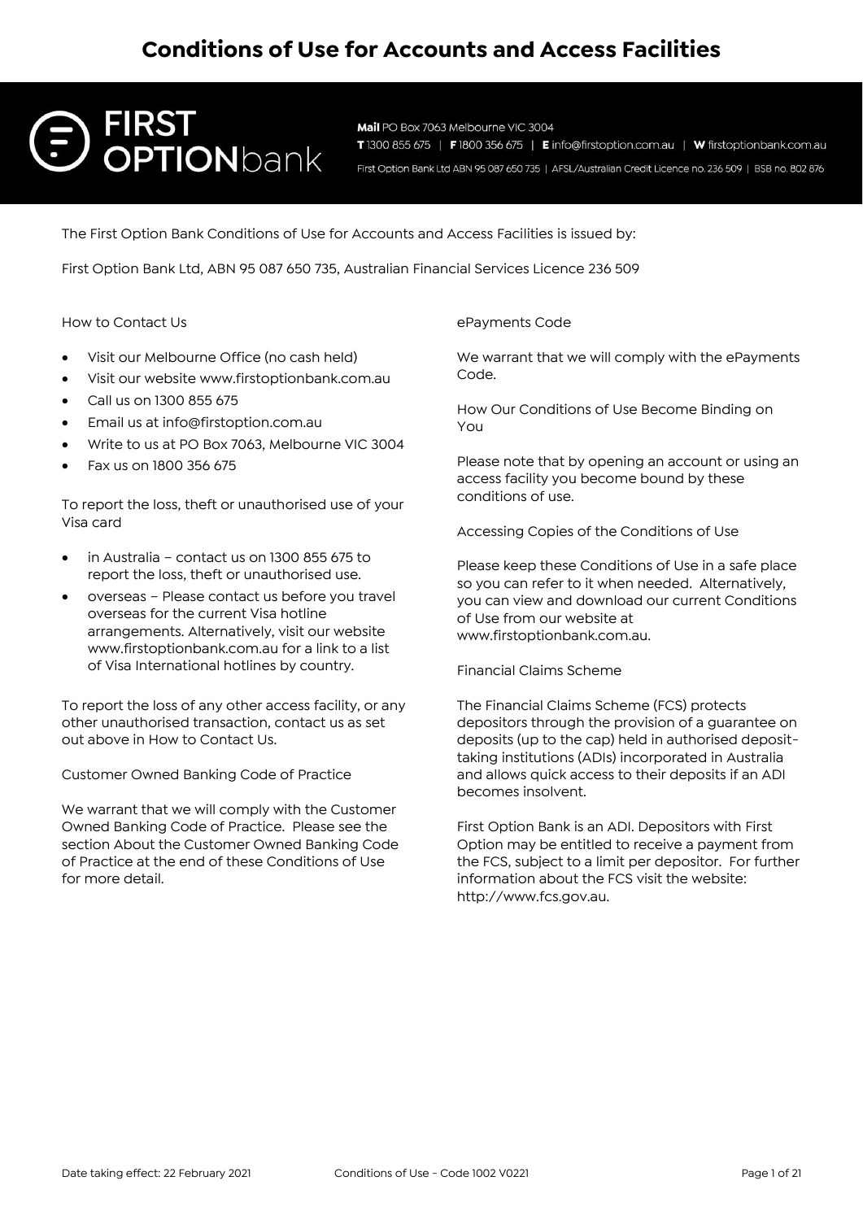// Analysis of Visual Composition & Structural Layout (FOB Conditions of Use, Page 1)

The page opens with a single top-level title in a bold display typeface: "Conditions of Use for Accounts and Access Facilities."

## 1. Branding Header (Dark Banner)

Directly below the title sits a full-width black banner.

* **Left side:** The **FIRST OPTIONbank** logo — a circular emblem followed by "FIRST" stacked above "OPTIONbank", with "bank" set in a lighter weight.
* **Right side:** Three lines of small white contact and corporate text:
    * **Line 1:** Mail PO Box 7063 Melbourne VIC 3004
    * **Line 2:** T 1300 855 675 | F 1800 356 675 | E info@firstoption.com.au | W firstoptionbank.com.au
    * **Line 3:** First Option Bank Ltd ABN 95 087 650 735 | AFSL/Australian Credit Licence no. 236 509 | BSB no. 802 876

## 2. Body Layout

Beneath the banner, a two-line issuer statement runs across the full page width. The rest of the body is set in two columns. The section labels ("How to Contact Us", "ePayments Code", etc.) appear in the same regular weight as the body text, without bolding.

## 3. Full-Width Issuer Statement

The First Option Bank Conditions of Use for Accounts and Access Facilities is issued by:

First Option Bank Ltd, ABN 95 087 650 735, Australian Financial Services Licence 236 509

## 4. Left Column

How to Contact Us

- Visit our Melbourne Office (no cash held)
- Visit our website www.firstoptionbank.com.au
- Call us on 1300 855 675
- Email us at info@firstoption.com.au
- Write to us at PO Box 7063, Melbourne VIC 3004
- Fax us on 1800 356 675

To report the loss, theft or unauthorised use of your Visa card

- in Australia – contact us on 1300 855 675 to report the loss, theft or unauthorised use.
- overseas – Please contact us before you travel overseas for the current Visa hotline arrangements. Alternatively, visit our website www.firstoptionbank.com.au for a link to a list of Visa International hotlines by country.

To report the loss of any other access facility, or any other unauthorised transaction, contact us as set out above in How to Contact Us.

Customer Owned Banking Code of Practice

We warrant that we will comply with the Customer Owned Banking Code of Practice. Please see the section About the Customer Owned Banking Code of Practice at the end of these Conditions of Use for more detail.

## 5. Right Column

ePayments Code

We warrant that we will comply with the ePayments Code.

How Our Conditions of Use Become Binding on You

Please note that by opening an account or using an access facility you become bound by these conditions of use.

Accessing Copies of the Conditions of Use

Please keep these Conditions of Use in a safe place so you can refer to it when needed. Alternatively, you can view and download our current Conditions of Use from our website at www.firstoptionbank.com.au.

Financial Claims Scheme

The Financial Claims Scheme (FCS) protects depositors through the provision of a guarantee on deposits (up to the cap) held in authorised deposit-taking institutions (ADIs) incorporated in Australia and allows quick access to their deposits if an ADI becomes insolvent.

First Option Bank is an ADI. Depositors with First Option may be entitled to receive a payment from the FCS, subject to a limit per depositor. For further information about the FCS visit the website: http://www.fcs.gov.au.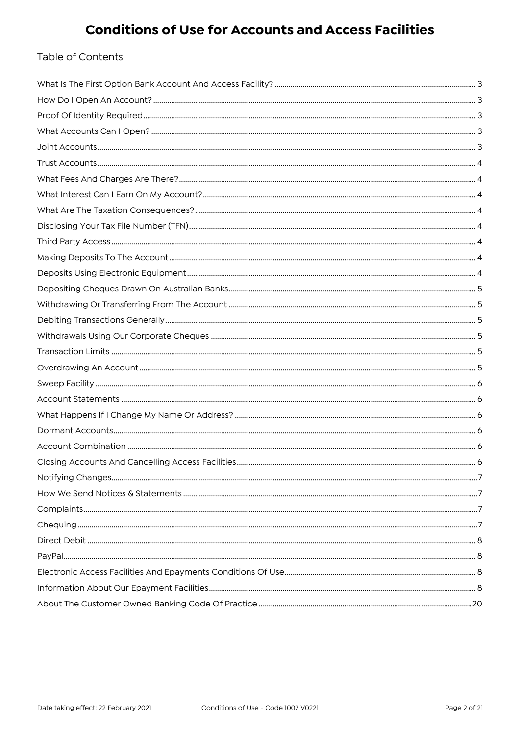# Conditions of Use for Accounts and Access Facilities

## Table of Contents

| | |
|---|---|
| What Is The First Option Bank Account And Access Facility? | 3 |
| How Do I Open An Account? | 3 |
| Proof Of Identity Required | 3 |
| What Accounts Can I Open? | 3 |
| Joint Accounts | 3 |
| Trust Accounts | 4 |
| What Fees And Charges Are There? | 4 |
| What Interest Can I Earn On My Account? | 4 |
| What Are The Taxation Consequences? | 4 |
| Disclosing Your Tax File Number (TFN) | 4 |
| Third Party Access | 4 |
| Making Deposits To The Account | 4 |
| Deposits Using Electronic Equipment | 4 |
| Depositing Cheques Drawn On Australian Banks | 5 |
| Withdrawing Or Transferring From The Account | 5 |
| Debiting Transactions Generally | 5 |
| Withdrawals Using Our Corporate Cheques | 5 |
| Transaction Limits | 5 |
| Overdrawing An Account | 5 |
| Sweep Facility | 6 |
| Account Statements | 6 |
| What Happens If I Change My Name Or Address? | 6 |
| Dormant Accounts | 6 |
| Account Combination | 6 |
| Closing Accounts And Cancelling Access Facilities | 6 |
| Notifying Changes | 7 |
| How We Send Notices & Statements | 7 |
| Complaints | 7 |
| Chequing | 7 |
| Direct Debit | 8 |
| PayPal | 8 |
| Electronic Access Facilities And Epayments Conditions Of Use | 8 |
| Information About Our Epayment Facilities | 8 |
| About The Customer Owned Banking Code Of Practice | 20 |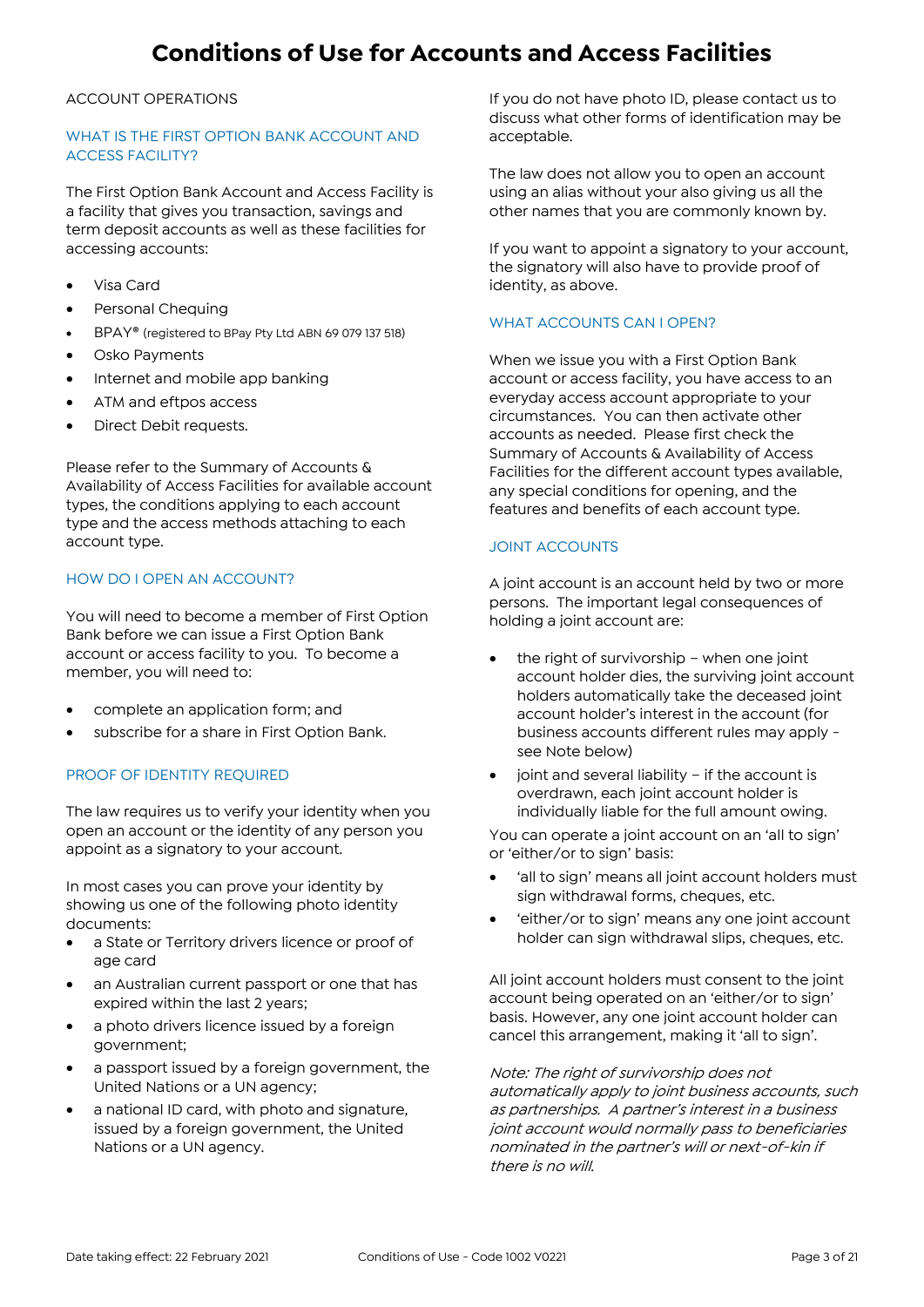# Conditions of Use for Accounts and Access Facilities

ACCOUNT OPERATIONS

## WHAT IS THE FIRST OPTION BANK ACCOUNT AND ACCESS FACILITY?

The First Option Bank Account and Access Facility is a facility that gives you transaction, savings and term deposit accounts as well as these facilities for accessing accounts:

- Visa Card
- Personal Chequing
- BPAY® (registered to BPay Pty Ltd ABN 69 079 137 518)
- Osko Payments
- Internet and mobile app banking
- ATM and eftpos access
- Direct Debit requests.

Please refer to the Summary of Accounts & Availability of Access Facilities for available account types, the conditions applying to each account type and the access methods attaching to each account type.

## HOW DO I OPEN AN ACCOUNT?

You will need to become a member of First Option Bank before we can issue a First Option Bank account or access facility to you. To become a member, you will need to:

- complete an application form; and
- subscribe for a share in First Option Bank.

## PROOF OF IDENTITY REQUIRED

The law requires us to verify your identity when you open an account or the identity of any person you appoint as a signatory to your account.

In most cases you can prove your identity by showing us one of the following photo identity documents:

- a State or Territory drivers licence or proof of age card
- an Australian current passport or one that has expired within the last 2 years;
- a photo drivers licence issued by a foreign government;
- a passport issued by a foreign government, the United Nations or a UN agency;
- a national ID card, with photo and signature, issued by a foreign government, the United Nations or a UN agency.

If you do not have photo ID, please contact us to discuss what other forms of identification may be acceptable.

The law does not allow you to open an account using an alias without your also giving us all the other names that you are commonly known by.

If you want to appoint a signatory to your account, the signatory will also have to provide proof of identity, as above.

## WHAT ACCOUNTS CAN I OPEN?

When we issue you with a First Option Bank account or access facility, you have access to an everyday access account appropriate to your circumstances. You can then activate other accounts as needed. Please first check the Summary of Accounts & Availability of Access Facilities for the different account types available, any special conditions for opening, and the features and benefits of each account type.

## JOINT ACCOUNTS

A joint account is an account held by two or more persons. The important legal consequences of holding a joint account are:

- the right of survivorship – when one joint account holder dies, the surviving joint account holders automatically take the deceased joint account holder's interest in the account (for business accounts different rules may apply - see Note below)
- joint and several liability – if the account is overdrawn, each joint account holder is individually liable for the full amount owing.

You can operate a joint account on an 'all to sign' or 'either/or to sign' basis:

- 'all to sign' means all joint account holders must sign withdrawal forms, cheques, etc.
- 'either/or to sign' means any one joint account holder can sign withdrawal slips, cheques, etc.

All joint account holders must consent to the joint account being operated on an 'either/or to sign' basis. However, any one joint account holder can cancel this arrangement, making it 'all to sign'.

*Note: The right of survivorship does not automatically apply to joint business accounts, such as partnerships. A partner's interest in a business joint account would normally pass to beneficiaries nominated in the partner's will or next-of-kin if there is no will.*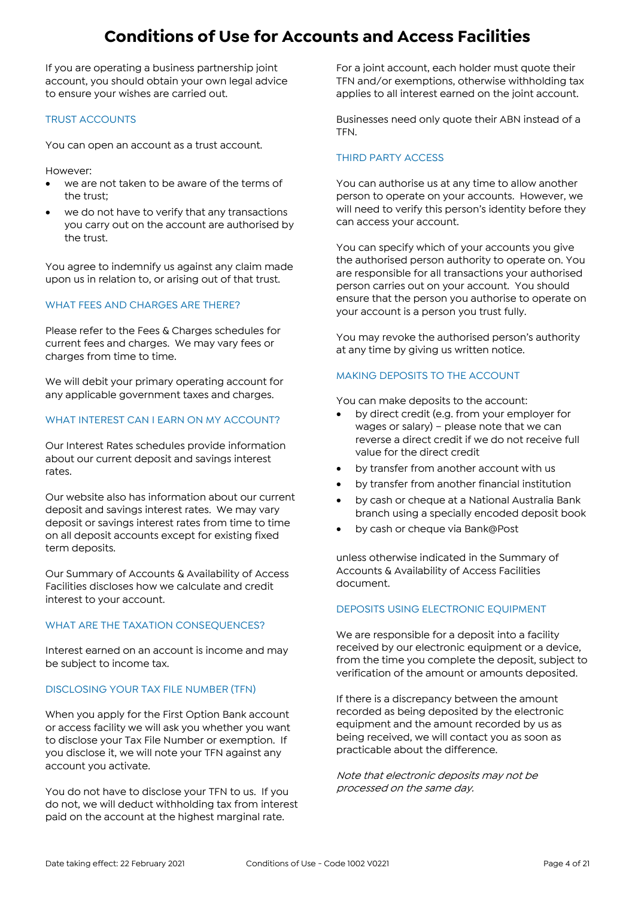# Conditions of Use for Accounts and Access Facilities

If you are operating a business partnership joint account, you should obtain your own legal advice to ensure your wishes are carried out.

## TRUST ACCOUNTS

You can open an account as a trust account.

However:

- we are not taken to be aware of the terms of the trust;
- we do not have to verify that any transactions you carry out on the account are authorised by the trust.

You agree to indemnify us against any claim made upon us in relation to, or arising out of that trust.

## WHAT FEES AND CHARGES ARE THERE?

Please refer to the Fees & Charges schedules for current fees and charges. We may vary fees or charges from time to time.

We will debit your primary operating account for any applicable government taxes and charges.

## WHAT INTEREST CAN I EARN ON MY ACCOUNT?

Our Interest Rates schedules provide information about our current deposit and savings interest rates.

Our website also has information about our current deposit and savings interest rates. We may vary deposit or savings interest rates from time to time on all deposit accounts except for existing fixed term deposits.

Our Summary of Accounts & Availability of Access Facilities discloses how we calculate and credit interest to your account.

## WHAT ARE THE TAXATION CONSEQUENCES?

Interest earned on an account is income and may be subject to income tax.

## DISCLOSING YOUR TAX FILE NUMBER (TFN)

When you apply for the First Option Bank account or access facility we will ask you whether you want to disclose your Tax File Number or exemption. If you disclose it, we will note your TFN against any account you activate.

You do not have to disclose your TFN to us. If you do not, we will deduct withholding tax from interest paid on the account at the highest marginal rate.

For a joint account, each holder must quote their TFN and/or exemptions, otherwise withholding tax applies to all interest earned on the joint account.

Businesses need only quote their ABN instead of a TFN.

## THIRD PARTY ACCESS

You can authorise us at any time to allow another person to operate on your accounts. However, we will need to verify this person's identity before they can access your account.

You can specify which of your accounts you give the authorised person authority to operate on. You are responsible for all transactions your authorised person carries out on your account. You should ensure that the person you authorise to operate on your account is a person you trust fully.

You may revoke the authorised person's authority at any time by giving us written notice.

## MAKING DEPOSITS TO THE ACCOUNT

You can make deposits to the account:

- by direct credit (e.g. from your employer for wages or salary) – please note that we can reverse a direct credit if we do not receive full value for the direct credit
- by transfer from another account with us
- by transfer from another financial institution
- by cash or cheque at a National Australia Bank branch using a specially encoded deposit book
- by cash or cheque via Bank@Post

unless otherwise indicated in the Summary of Accounts & Availability of Access Facilities document.

## DEPOSITS USING ELECTRONIC EQUIPMENT

We are responsible for a deposit into a facility received by our electronic equipment or a device, from the time you complete the deposit, subject to verification of the amount or amounts deposited.

If there is a discrepancy between the amount recorded as being deposited by the electronic equipment and the amount recorded by us as being received, we will contact you as soon as practicable about the difference.

*Note that electronic deposits may not be processed on the same day.*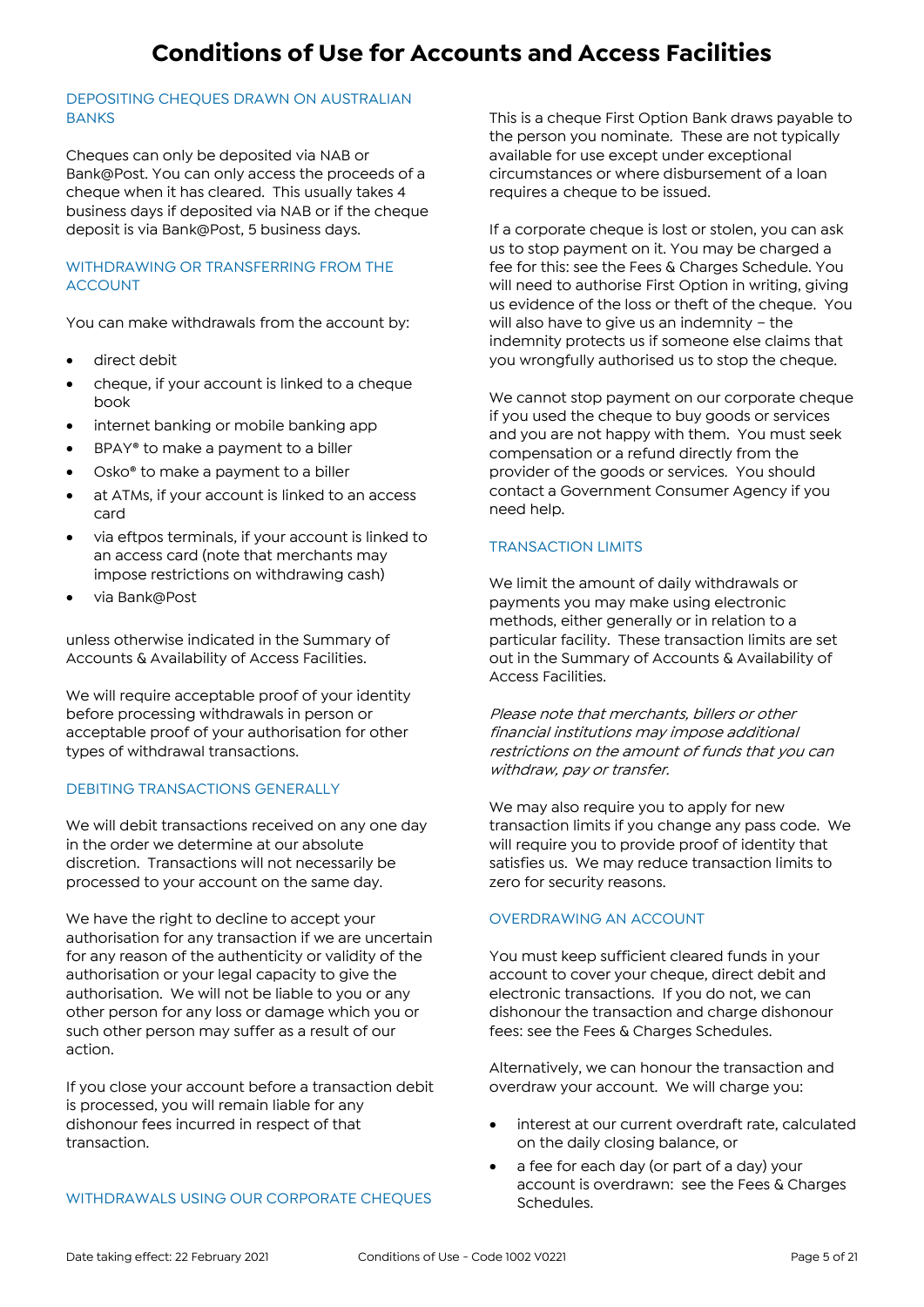# Conditions of Use for Accounts and Access Facilities

## DEPOSITING CHEQUES DRAWN ON AUSTRALIAN BANKS

Cheques can only be deposited via NAB or Bank@Post. You can only access the proceeds of a cheque when it has cleared. This usually takes 4 business days if deposited via NAB or if the cheque deposit is via Bank@Post, 5 business days.

## WITHDRAWING OR TRANSFERRING FROM THE ACCOUNT

You can make withdrawals from the account by:

- direct debit
- cheque, if your account is linked to a cheque book
- internet banking or mobile banking app
- BPAY® to make a payment to a biller
- Osko® to make a payment to a biller
- at ATMs, if your account is linked to an access card
- via eftpos terminals, if your account is linked to an access card (note that merchants may impose restrictions on withdrawing cash)
- via Bank@Post

unless otherwise indicated in the Summary of Accounts & Availability of Access Facilities.

We will require acceptable proof of your identity before processing withdrawals in person or acceptable proof of your authorisation for other types of withdrawal transactions.

## DEBITING TRANSACTIONS GENERALLY

We will debit transactions received on any one day in the order we determine at our absolute discretion. Transactions will not necessarily be processed to your account on the same day.

We have the right to decline to accept your authorisation for any transaction if we are uncertain for any reason of the authenticity or validity of the authorisation or your legal capacity to give the authorisation. We will not be liable to you or any other person for any loss or damage which you or such other person may suffer as a result of our action.

If you close your account before a transaction debit is processed, you will remain liable for any dishonour fees incurred in respect of that transaction.

## WITHDRAWALS USING OUR CORPORATE CHEQUES

This is a cheque First Option Bank draws payable to the person you nominate. These are not typically available for use except under exceptional circumstances or where disbursement of a loan requires a cheque to be issued.

If a corporate cheque is lost or stolen, you can ask us to stop payment on it. You may be charged a fee for this: see the Fees & Charges Schedule. You will need to authorise First Option in writing, giving us evidence of the loss or theft of the cheque. You will also have to give us an indemnity – the indemnity protects us if someone else claims that you wrongfully authorised us to stop the cheque.

We cannot stop payment on our corporate cheque if you used the cheque to buy goods or services and you are not happy with them. You must seek compensation or a refund directly from the provider of the goods or services. You should contact a Government Consumer Agency if you need help.

## TRANSACTION LIMITS

We limit the amount of daily withdrawals or payments you may make using electronic methods, either generally or in relation to a particular facility. These transaction limits are set out in the Summary of Accounts & Availability of Access Facilities.

*Please note that merchants, billers or other financial institutions may impose additional restrictions on the amount of funds that you can withdraw, pay or transfer.*

We may also require you to apply for new transaction limits if you change any pass code. We will require you to provide proof of identity that satisfies us. We may reduce transaction limits to zero for security reasons.

## OVERDRAWING AN ACCOUNT

You must keep sufficient cleared funds in your account to cover your cheque, direct debit and electronic transactions. If you do not, we can dishonour the transaction and charge dishonour fees: see the Fees & Charges Schedules.

Alternatively, we can honour the transaction and overdraw your account. We will charge you:

- interest at our current overdraft rate, calculated on the daily closing balance, or
- a fee for each day (or part of a day) your account is overdrawn: see the Fees & Charges Schedules.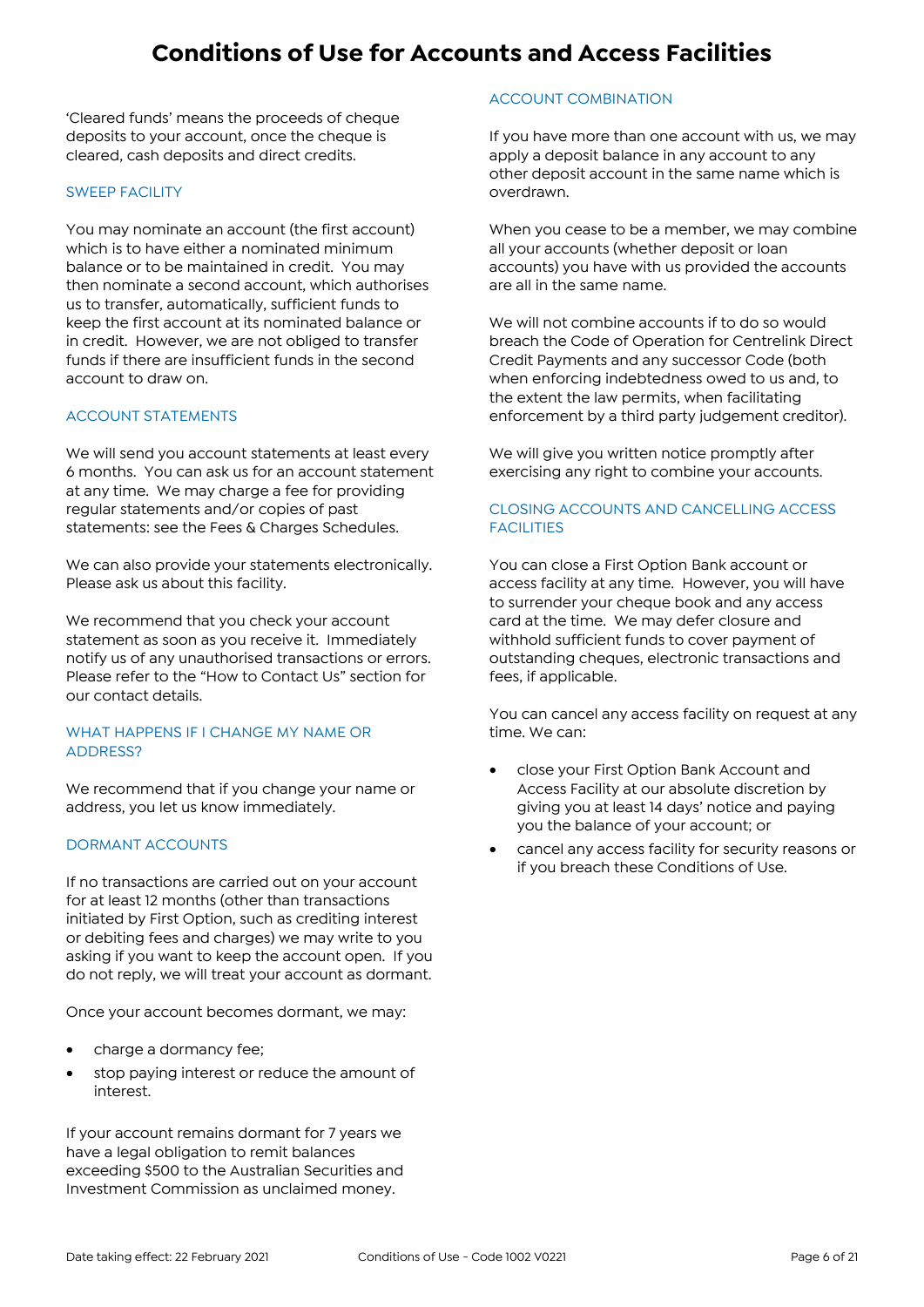# Conditions of Use for Accounts and Access Facilities

'Cleared funds' means the proceeds of cheque deposits to your account, once the cheque is cleared, cash deposits and direct credits.

## SWEEP FACILITY

You may nominate an account (the first account) which is to have either a nominated minimum balance or to be maintained in credit. You may then nominate a second account, which authorises us to transfer, automatically, sufficient funds to keep the first account at its nominated balance or in credit. However, we are not obliged to transfer funds if there are insufficient funds in the second account to draw on.

## ACCOUNT STATEMENTS

We will send you account statements at least every 6 months. You can ask us for an account statement at any time. We may charge a fee for providing regular statements and/or copies of past statements: see the Fees & Charges Schedules.

We can also provide your statements electronically. Please ask us about this facility.

We recommend that you check your account statement as soon as you receive it. Immediately notify us of any unauthorised transactions or errors. Please refer to the "How to Contact Us" section for our contact details.

## WHAT HAPPENS IF I CHANGE MY NAME OR ADDRESS?

We recommend that if you change your name or address, you let us know immediately.

## DORMANT ACCOUNTS

If no transactions are carried out on your account for at least 12 months (other than transactions initiated by First Option, such as crediting interest or debiting fees and charges) we may write to you asking if you want to keep the account open. If you do not reply, we will treat your account as dormant.

Once your account becomes dormant, we may:

- charge a dormancy fee;
- stop paying interest or reduce the amount of interest.

If your account remains dormant for 7 years we have a legal obligation to remit balances exceeding $500 to the Australian Securities and Investment Commission as unclaimed money.

## ACCOUNT COMBINATION

If you have more than one account with us, we may apply a deposit balance in any account to any other deposit account in the same name which is overdrawn.

When you cease to be a member, we may combine all your accounts (whether deposit or loan accounts) you have with us provided the accounts are all in the same name.

We will not combine accounts if to do so would breach the Code of Operation for Centrelink Direct Credit Payments and any successor Code (both when enforcing indebtedness owed to us and, to the extent the law permits, when facilitating enforcement by a third party judgement creditor).

We will give you written notice promptly after exercising any right to combine your accounts.

## CLOSING ACCOUNTS AND CANCELLING ACCESS FACILITIES

You can close a First Option Bank account or access facility at any time. However, you will have to surrender your cheque book and any access card at the time. We may defer closure and withhold sufficient funds to cover payment of outstanding cheques, electronic transactions and fees, if applicable.

You can cancel any access facility on request at any time. We can:

- close your First Option Bank Account and Access Facility at our absolute discretion by giving you at least 14 days' notice and paying you the balance of your account; or
- cancel any access facility for security reasons or if you breach these Conditions of Use.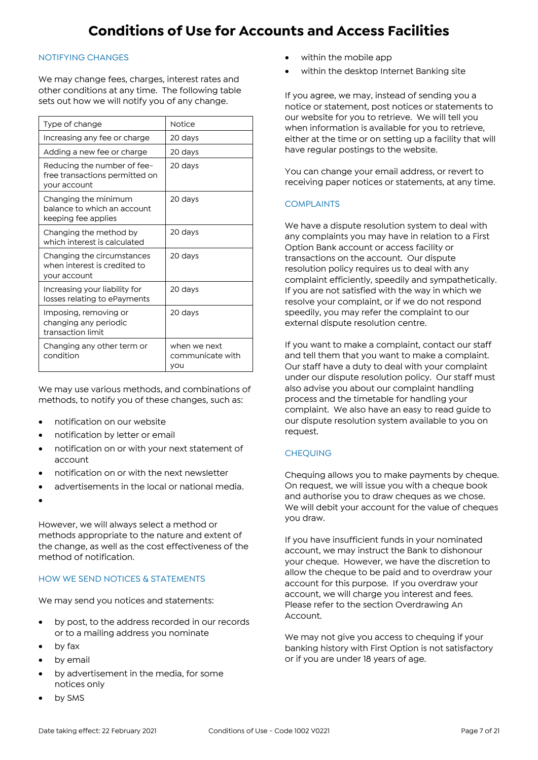# Conditions of Use for Accounts and Access Facilities

## NOTIFYING CHANGES

We may change fees, charges, interest rates and other conditions at any time. The following table sets out how we will notify you of any change.

| Type of change | Notice |
|---|---|
| Increasing any fee or charge | 20 days |
| Adding a new fee or charge | 20 days |
| Reducing the number of fee-free transactions permitted on your account | 20 days |
| Changing the minimum balance to which an account keeping fee applies | 20 days |
| Changing the method by which interest is calculated | 20 days |
| Changing the circumstances when interest is credited to your account | 20 days |
| Increasing your liability for losses relating to ePayments | 20 days |
| Imposing, removing or changing any periodic transaction limit | 20 days |
| Changing any other term or condition | when we next communicate with you |

We may use various methods, and combinations of methods, to notify you of these changes, such as:

- notification on our website
- notification by letter or email
- notification on or with your next statement of account
- notification on or with the next newsletter
- advertisements in the local or national media.

However, we will always select a method or methods appropriate to the nature and extent of the change, as well as the cost effectiveness of the method of notification.

## HOW WE SEND NOTICES & STATEMENTS

We may send you notices and statements:

- by post, to the address recorded in our records or to a mailing address you nominate
- by fax
- by email
- by advertisement in the media, for some notices only
- by SMS
- within the mobile app
- within the desktop Internet Banking site

If you agree, we may, instead of sending you a notice or statement, post notices or statements to our website for you to retrieve. We will tell you when information is available for you to retrieve, either at the time or on setting up a facility that will have regular postings to the website.

You can change your email address, or revert to receiving paper notices or statements, at any time.

## COMPLAINTS

We have a dispute resolution system to deal with any complaints you may have in relation to a First Option Bank account or access facility or transactions on the account. Our dispute resolution policy requires us to deal with any complaint efficiently, speedily and sympathetically. If you are not satisfied with the way in which we resolve your complaint, or if we do not respond speedily, you may refer the complaint to our external dispute resolution centre.

If you want to make a complaint, contact our staff and tell them that you want to make a complaint. Our staff have a duty to deal with your complaint under our dispute resolution policy. Our staff must also advise you about our complaint handling process and the timetable for handling your complaint. We also have an easy to read guide to our dispute resolution system available to you on request.

## CHEQUING

Chequing allows you to make payments by cheque. On request, we will issue you with a cheque book and authorise you to draw cheques as we chose. We will debit your account for the value of cheques you draw.

If you have insufficient funds in your nominated account, we may instruct the Bank to dishonour your cheque. However, we have the discretion to allow the cheque to be paid and to overdraw your account for this purpose. If you overdraw your account, we will charge you interest and fees. Please refer to the section Overdrawing An Account.

We may not give you access to chequing if your banking history with First Option is not satisfactory or if you are under 18 years of age.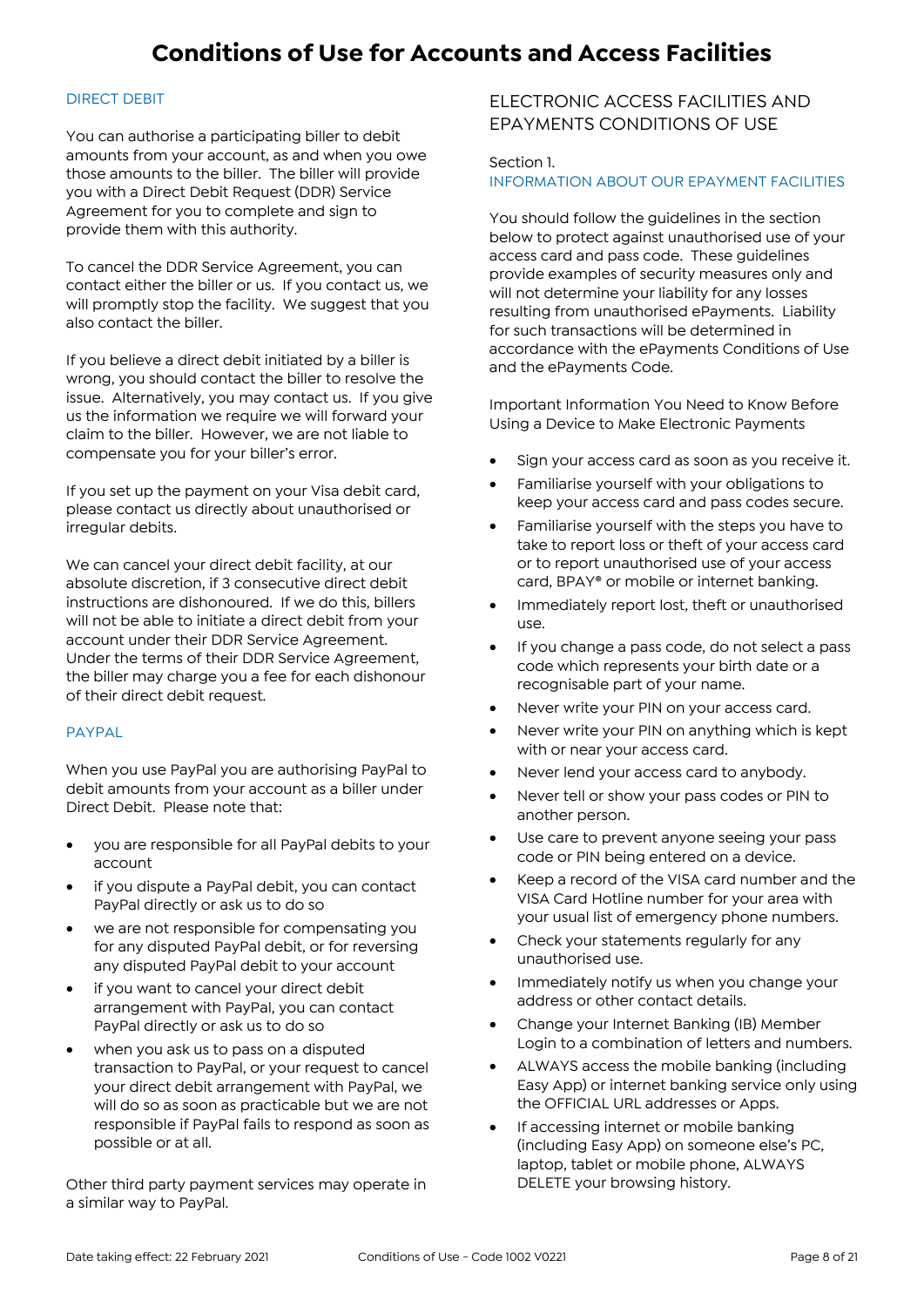# Conditions of Use for Accounts and Access Facilities

## DIRECT DEBIT

You can authorise a participating biller to debit amounts from your account, as and when you owe those amounts to the biller. The biller will provide you with a Direct Debit Request (DDR) Service Agreement for you to complete and sign to provide them with this authority.

To cancel the DDR Service Agreement, you can contact either the biller or us. If you contact us, we will promptly stop the facility. We suggest that you also contact the biller.

If you believe a direct debit initiated by a biller is wrong, you should contact the biller to resolve the issue. Alternatively, you may contact us. If you give us the information we require we will forward your claim to the biller. However, we are not liable to compensate you for your biller's error.

If you set up the payment on your Visa debit card, please contact us directly about unauthorised or irregular debits.

We can cancel your direct debit facility, at our absolute discretion, if 3 consecutive direct debit instructions are dishonoured. If we do this, billers will not be able to initiate a direct debit from your account under their DDR Service Agreement. Under the terms of their DDR Service Agreement, the biller may charge you a fee for each dishonour of their direct debit request.

## PAYPAL

When you use PayPal you are authorising PayPal to debit amounts from your account as a biller under Direct Debit. Please note that:

- you are responsible for all PayPal debits to your account
- if you dispute a PayPal debit, you can contact PayPal directly or ask us to do so
- we are not responsible for compensating you for any disputed PayPal debit, or for reversing any disputed PayPal debit to your account
- if you want to cancel your direct debit arrangement with PayPal, you can contact PayPal directly or ask us to do so
- when you ask us to pass on a disputed transaction to PayPal, or your request to cancel your direct debit arrangement with PayPal, we will do so as soon as practicable but we are not responsible if PayPal fails to respond as soon as possible or at all.

Other third party payment services may operate in a similar way to PayPal.

## ELECTRONIC ACCESS FACILITIES AND EPAYMENTS CONDITIONS OF USE

Section 1.

### INFORMATION ABOUT OUR EPAYMENT FACILITIES

You should follow the guidelines in the section below to protect against unauthorised use of your access card and pass code. These guidelines provide examples of security measures only and will not determine your liability for any losses resulting from unauthorised ePayments. Liability for such transactions will be determined in accordance with the ePayments Conditions of Use and the ePayments Code.

Important Information You Need to Know Before Using a Device to Make Electronic Payments

- Sign your access card as soon as you receive it.
- Familiarise yourself with your obligations to keep your access card and pass codes secure.
- Familiarise yourself with the steps you have to take to report loss or theft of your access card or to report unauthorised use of your access card, BPAY® or mobile or internet banking.
- Immediately report lost, theft or unauthorised use.
- If you change a pass code, do not select a pass code which represents your birth date or a recognisable part of your name.
- Never write your PIN on your access card.
- Never write your PIN on anything which is kept with or near your access card.
- Never lend your access card to anybody.
- Never tell or show your pass codes or PIN to another person.
- Use care to prevent anyone seeing your pass code or PIN being entered on a device.
- Keep a record of the VISA card number and the VISA Card Hotline number for your area with your usual list of emergency phone numbers.
- Check your statements regularly for any unauthorised use.
- Immediately notify us when you change your address or other contact details.
- Change your Internet Banking (IB) Member Login to a combination of letters and numbers.
- ALWAYS access the mobile banking (including Easy App) or internet banking service only using the OFFICIAL URL addresses or Apps.
- If accessing internet or mobile banking (including Easy App) on someone else's PC, laptop, tablet or mobile phone, ALWAYS DELETE your browsing history.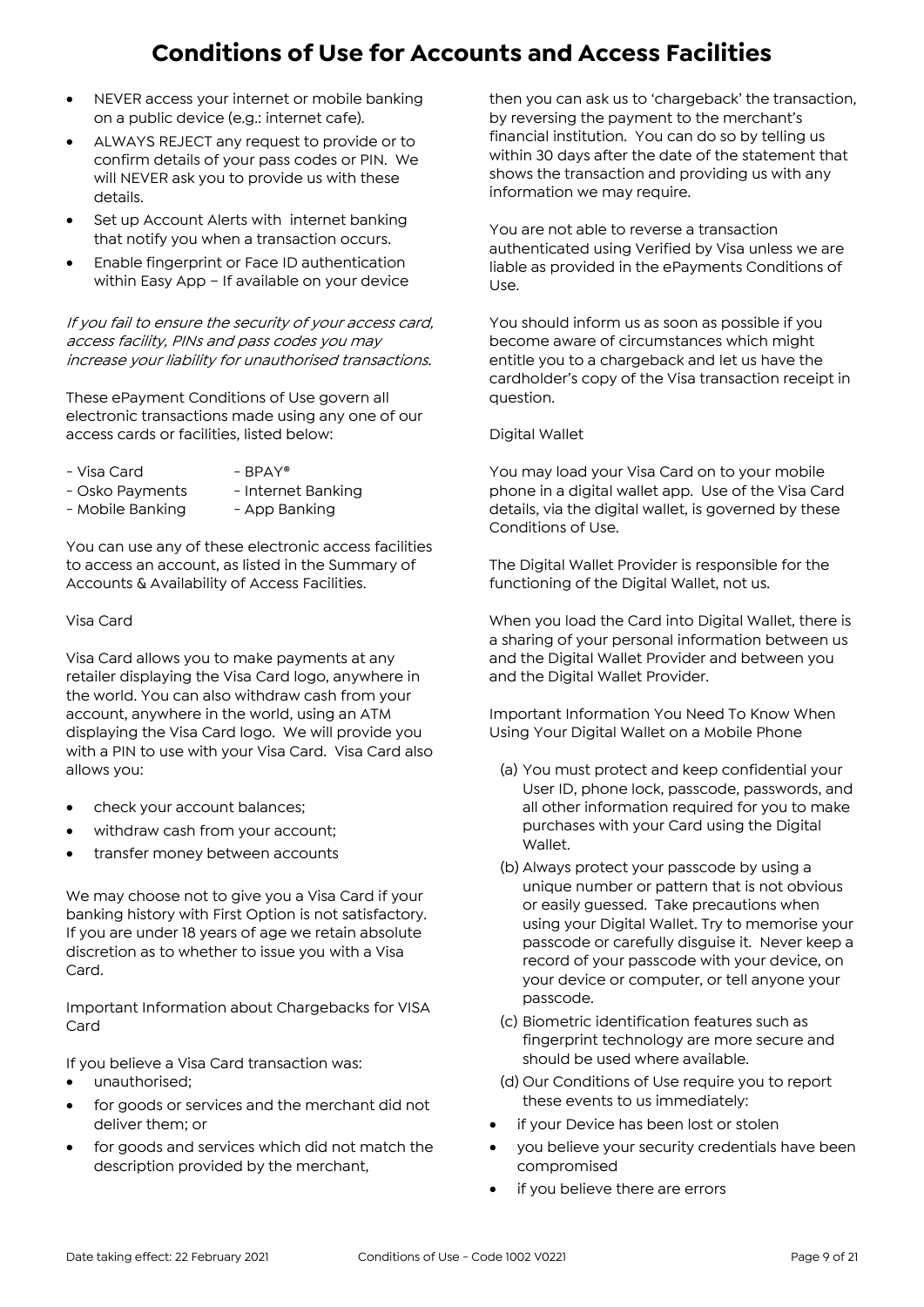# Conditions of Use for Accounts and Access Facilities

- NEVER access your internet or mobile banking on a public device (e.g.: internet cafe).
- ALWAYS REJECT any request to provide or to confirm details of your pass codes or PIN. We will NEVER ask you to provide us with these details.
- Set up Account Alerts with internet banking that notify you when a transaction occurs.
- Enable fingerprint or Face ID authentication within Easy App – If available on your device

*If you fail to ensure the security of your access card, access facility, PINs and pass codes you may increase your liability for unauthorised transactions.*

These ePayment Conditions of Use govern all electronic transactions made using any one of our access cards or facilities, listed below:

- Visa Card
- BPAY®
- Osko Payments
- Internet Banking
- Mobile Banking
- App Banking

You can use any of these electronic access facilities to access an account, as listed in the Summary of Accounts & Availability of Access Facilities.

Visa Card

Visa Card allows you to make payments at any retailer displaying the Visa Card logo, anywhere in the world. You can also withdraw cash from your account, anywhere in the world, using an ATM displaying the Visa Card logo. We will provide you with a PIN to use with your Visa Card. Visa Card also allows you:

- check your account balances;
- withdraw cash from your account;
- transfer money between accounts

We may choose not to give you a Visa Card if your banking history with First Option is not satisfactory. If you are under 18 years of age we retain absolute discretion as to whether to issue you with a Visa Card.

Important Information about Chargebacks for VISA Card

If you believe a Visa Card transaction was:

- unauthorised;
- for goods or services and the merchant did not deliver them; or
- for goods and services which did not match the description provided by the merchant,

then you can ask us to 'chargeback' the transaction, by reversing the payment to the merchant's financial institution. You can do so by telling us within 30 days after the date of the statement that shows the transaction and providing us with any information we may require.

You are not able to reverse a transaction authenticated using Verified by Visa unless we are liable as provided in the ePayments Conditions of Use.

You should inform us as soon as possible if you become aware of circumstances which might entitle you to a chargeback and let us have the cardholder's copy of the Visa transaction receipt in question.

Digital Wallet

You may load your Visa Card on to your mobile phone in a digital wallet app. Use of the Visa Card details, via the digital wallet, is governed by these Conditions of Use.

The Digital Wallet Provider is responsible for the functioning of the Digital Wallet, not us.

When you load the Card into Digital Wallet, there is a sharing of your personal information between us and the Digital Wallet Provider and between you and the Digital Wallet Provider.

Important Information You Need To Know When Using Your Digital Wallet on a Mobile Phone

(a) You must protect and keep confidential your User ID, phone lock, passcode, passwords, and all other information required for you to make purchases with your Card using the Digital Wallet.

(b) Always protect your passcode by using a unique number or pattern that is not obvious or easily guessed. Take precautions when using your Digital Wallet. Try to memorise your passcode or carefully disguise it. Never keep a record of your passcode with your device, on your device or computer, or tell anyone your passcode.

(c) Biometric identification features such as fingerprint technology are more secure and should be used where available.

(d) Our Conditions of Use require you to report these events to us immediately:

- if your Device has been lost or stolen
- you believe your security credentials have been compromised
- if you believe there are errors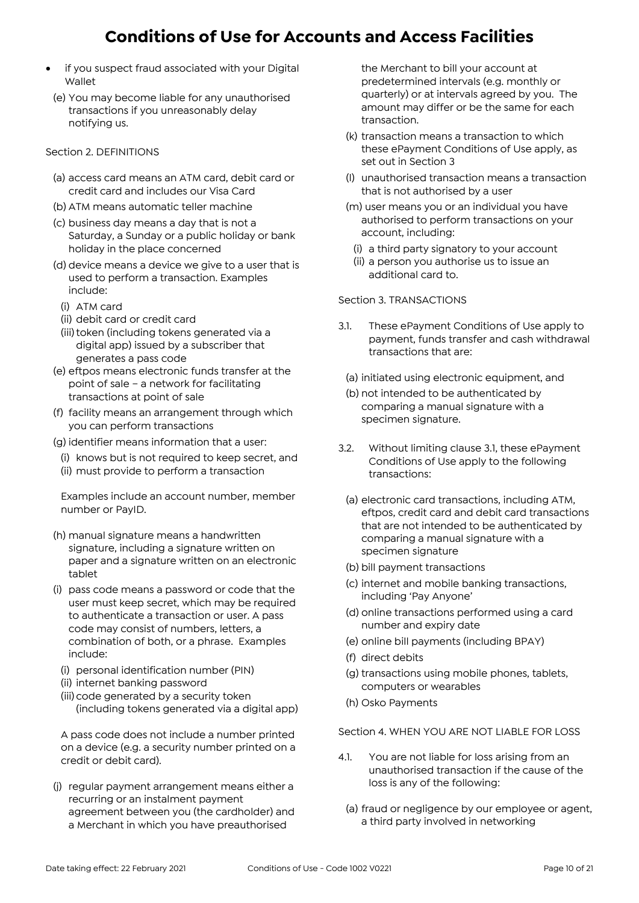- if you suspect fraud associated with your Digital Wallet

(e) You may become liable for any unauthorised transactions if you unreasonably delay notifying us.

Section 2. DEFINITIONS

(a) access card means an ATM card, debit card or credit card and includes our Visa Card

(b) ATM means automatic teller machine

(c) business day means a day that is not a Saturday, a Sunday or a public holiday or bank holiday in the place concerned

(d) device means a device we give to a user that is used to perform a transaction. Examples include:

  (i) ATM card

  (ii) debit card or credit card

  (iii) token (including tokens generated via a digital app) issued by a subscriber that generates a pass code

(e) eftpos means electronic funds transfer at the point of sale – a network for facilitating transactions at point of sale

(f) facility means an arrangement through which you can perform transactions

(g) identifier means information that a user:

  (i) knows but is not required to keep secret, and

  (ii) must provide to perform a transaction

  Examples include an account number, member number or PayID.

(h) manual signature means a handwritten signature, including a signature written on paper and a signature written on an electronic tablet

(i) pass code means a password or code that the user must keep secret, which may be required to authenticate a transaction or user. A pass code may consist of numbers, letters, a combination of both, or a phrase. Examples include:

  (i) personal identification number (PIN)

  (ii) internet banking password

  (iii) code generated by a security token (including tokens generated via a digital app)

  A pass code does not include a number printed on a device (e.g. a security number printed on a credit or debit card).

(j) regular payment arrangement means either a recurring or an instalment payment agreement between you (the cardholder) and a Merchant in which you have preauthorised the Merchant to bill your account at predetermined intervals (e.g. monthly or quarterly) or at intervals agreed by you. The amount may differ or be the same for each transaction.

(k) transaction means a transaction to which these ePayment Conditions of Use apply, as set out in Section 3

(l) unauthorised transaction means a transaction that is not authorised by a user

(m) user means you or an individual you have authorised to perform transactions on your account, including:

  (i) a third party signatory to your account

  (ii) a person you authorise us to issue an additional card to.

Section 3. TRANSACTIONS

3.1. These ePayment Conditions of Use apply to payment, funds transfer and cash withdrawal transactions that are:

  (a) initiated using electronic equipment, and

  (b) not intended to be authenticated by comparing a manual signature with a specimen signature.

3.2. Without limiting clause 3.1, these ePayment Conditions of Use apply to the following transactions:

  (a) electronic card transactions, including ATM, eftpos, credit card and debit card transactions that are not intended to be authenticated by comparing a manual signature with a specimen signature

  (b) bill payment transactions

  (c) internet and mobile banking transactions, including 'Pay Anyone'

  (d) online transactions performed using a card number and expiry date

  (e) online bill payments (including BPAY)

  (f) direct debits

  (g) transactions using mobile phones, tablets, computers or wearables

  (h) Osko Payments

Section 4. WHEN YOU ARE NOT LIABLE FOR LOSS

4.1. You are not liable for loss arising from an unauthorised transaction if the cause of the loss is any of the following:

  (a) fraud or negligence by our employee or agent, a third party involved in networking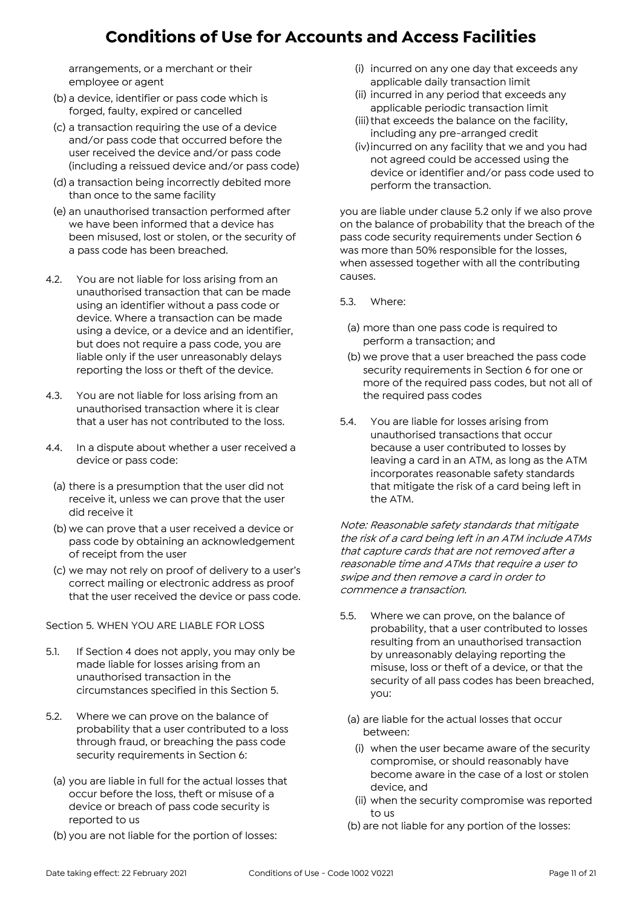arrangements, or a merchant or their employee or agent

(b) a device, identifier or pass code which is forged, faulty, expired or cancelled

(c) a transaction requiring the use of a device and/or pass code that occurred before the user received the device and/or pass code (including a reissued device and/or pass code)

(d) a transaction being incorrectly debited more than once to the same facility

(e) an unauthorised transaction performed after we have been informed that a device has been misused, lost or stolen, or the security of a pass code has been breached.

4.2. You are not liable for loss arising from an unauthorised transaction that can be made using an identifier without a pass code or device. Where a transaction can be made using a device, or a device and an identifier, but does not require a pass code, you are liable only if the user unreasonably delays reporting the loss or theft of the device.

4.3. You are not liable for loss arising from an unauthorised transaction where it is clear that a user has not contributed to the loss.

4.4. In a dispute about whether a user received a device or pass code:

(a) there is a presumption that the user did not receive it, unless we can prove that the user did receive it

(b) we can prove that a user received a device or pass code by obtaining an acknowledgement of receipt from the user

(c) we may not rely on proof of delivery to a user's correct mailing or electronic address as proof that the user received the device or pass code.

Section 5. WHEN YOU ARE LIABLE FOR LOSS

5.1. If Section 4 does not apply, you may only be made liable for losses arising from an unauthorised transaction in the circumstances specified in this Section 5.

5.2. Where we can prove on the balance of probability that a user contributed to a loss through fraud, or breaching the pass code security requirements in Section 6:

(a) you are liable in full for the actual losses that occur before the loss, theft or misuse of a device or breach of pass code security is reported to us

(b) you are not liable for the portion of losses:

(i) incurred on any one day that exceeds any applicable daily transaction limit

(ii) incurred in any period that exceeds any applicable periodic transaction limit

(iii) that exceeds the balance on the facility, including any pre-arranged credit

(iv) incurred on any facility that we and you had not agreed could be accessed using the device or identifier and/or pass code used to perform the transaction.

you are liable under clause 5.2 only if we also prove on the balance of probability that the breach of the pass code security requirements under Section 6 was more than 50% responsible for the losses, when assessed together with all the contributing causes.

5.3. Where:

(a) more than one pass code is required to perform a transaction; and

(b) we prove that a user breached the pass code security requirements in Section 6 for one or more of the required pass codes, but not all of the required pass codes

5.4. You are liable for losses arising from unauthorised transactions that occur because a user contributed to losses by leaving a card in an ATM, as long as the ATM incorporates reasonable safety standards that mitigate the risk of a card being left in the ATM.

*Note: Reasonable safety standards that mitigate the risk of a card being left in an ATM include ATMs that capture cards that are not removed after a reasonable time and ATMs that require a user to swipe and then remove a card in order to commence a transaction.*

5.5. Where we can prove, on the balance of probability, that a user contributed to losses resulting from an unauthorised transaction by unreasonably delaying reporting the misuse, loss or theft of a device, or that the security of all pass codes has been breached, you:

(a) are liable for the actual losses that occur between:

(i) when the user became aware of the security compromise, or should reasonably have become aware in the case of a lost or stolen device, and

(ii) when the security compromise was reported to us

(b) are not liable for any portion of the losses: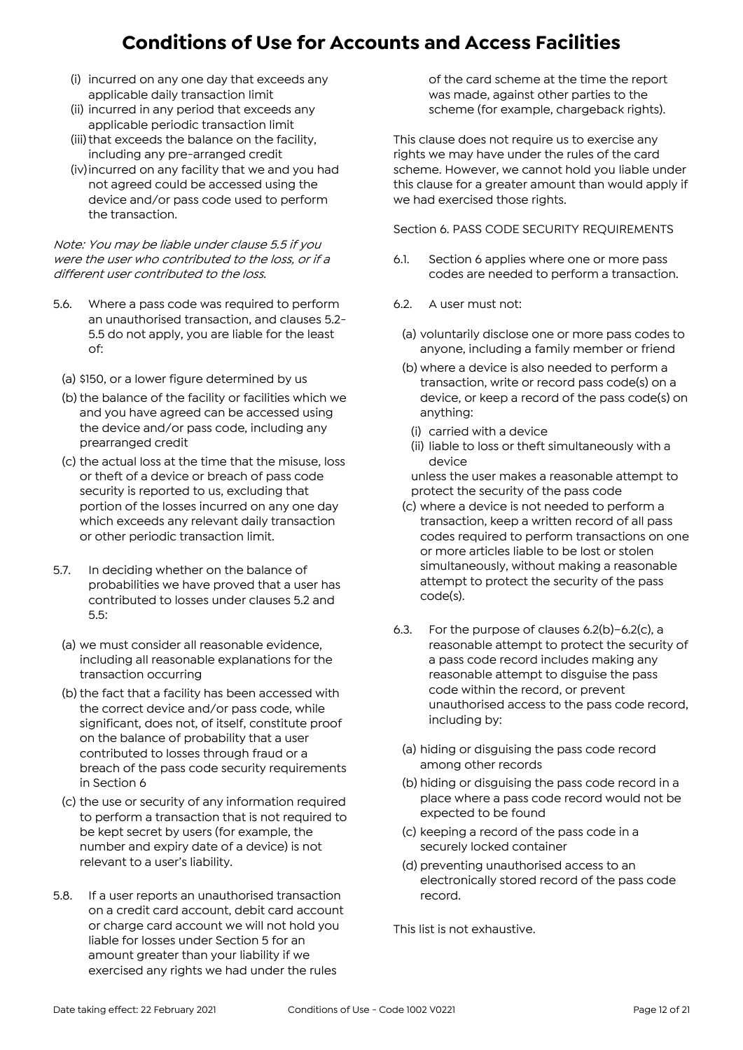# Conditions of Use for Accounts and Access Facilities

(i) incurred on any one day that exceeds any applicable daily transaction limit
(ii) incurred in any period that exceeds any applicable periodic transaction limit
(iii) that exceeds the balance on the facility, including any pre-arranged credit
(iv) incurred on any facility that we and you had not agreed could be accessed using the device and/or pass code used to perform the transaction.

*Note: You may be liable under clause 5.5 if you were the user who contributed to the loss, or if a different user contributed to the loss.*

5.6. Where a pass code was required to perform an unauthorised transaction, and clauses 5.2-5.5 do not apply, you are liable for the least of:

(a) $150, or a lower figure determined by us
(b) the balance of the facility or facilities which we and you have agreed can be accessed using the device and/or pass code, including any prearranged credit
(c) the actual loss at the time that the misuse, loss or theft of a device or breach of pass code security is reported to us, excluding that portion of the losses incurred on any one day which exceeds any relevant daily transaction or other periodic transaction limit.

5.7. In deciding whether on the balance of probabilities we have proved that a user has contributed to losses under clauses 5.2 and 5.5:

(a) we must consider all reasonable evidence, including all reasonable explanations for the transaction occurring
(b) the fact that a facility has been accessed with the correct device and/or pass code, while significant, does not, of itself, constitute proof on the balance of probability that a user contributed to losses through fraud or a breach of the pass code security requirements in Section 6
(c) the use or security of any information required to perform a transaction that is not required to be kept secret by users (for example, the number and expiry date of a device) is not relevant to a user's liability.

5.8. If a user reports an unauthorised transaction on a credit card account, debit card account or charge card account we will not hold you liable for losses under Section 5 for an amount greater than your liability if we exercised any rights we had under the rules of the card scheme at the time the report was made, against other parties to the scheme (for example, chargeback rights).

This clause does not require us to exercise any rights we may have under the rules of the card scheme. However, we cannot hold you liable under this clause for a greater amount than would apply if we had exercised those rights.

Section 6. PASS CODE SECURITY REQUIREMENTS

6.1. Section 6 applies where one or more pass codes are needed to perform a transaction.

6.2. A user must not:

(a) voluntarily disclose one or more pass codes to anyone, including a family member or friend
(b) where a device is also needed to perform a transaction, write or record pass code(s) on a device, or keep a record of the pass code(s) on anything:
  (i) carried with a device
  (ii) liable to loss or theft simultaneously with a device

unless the user makes a reasonable attempt to protect the security of the pass code

(c) where a device is not needed to perform a transaction, keep a written record of all pass codes required to perform transactions on one or more articles liable to be lost or stolen simultaneously, without making a reasonable attempt to protect the security of the pass code(s).

6.3. For the purpose of clauses 6.2(b)–6.2(c), a reasonable attempt to protect the security of a pass code record includes making any reasonable attempt to disguise the pass code within the record, or prevent unauthorised access to the pass code record, including by:

(a) hiding or disguising the pass code record among other records
(b) hiding or disguising the pass code record in a place where a pass code record would not be expected to be found
(c) keeping a record of the pass code in a securely locked container
(d) preventing unauthorised access to an electronically stored record of the pass code record.

This list is not exhaustive.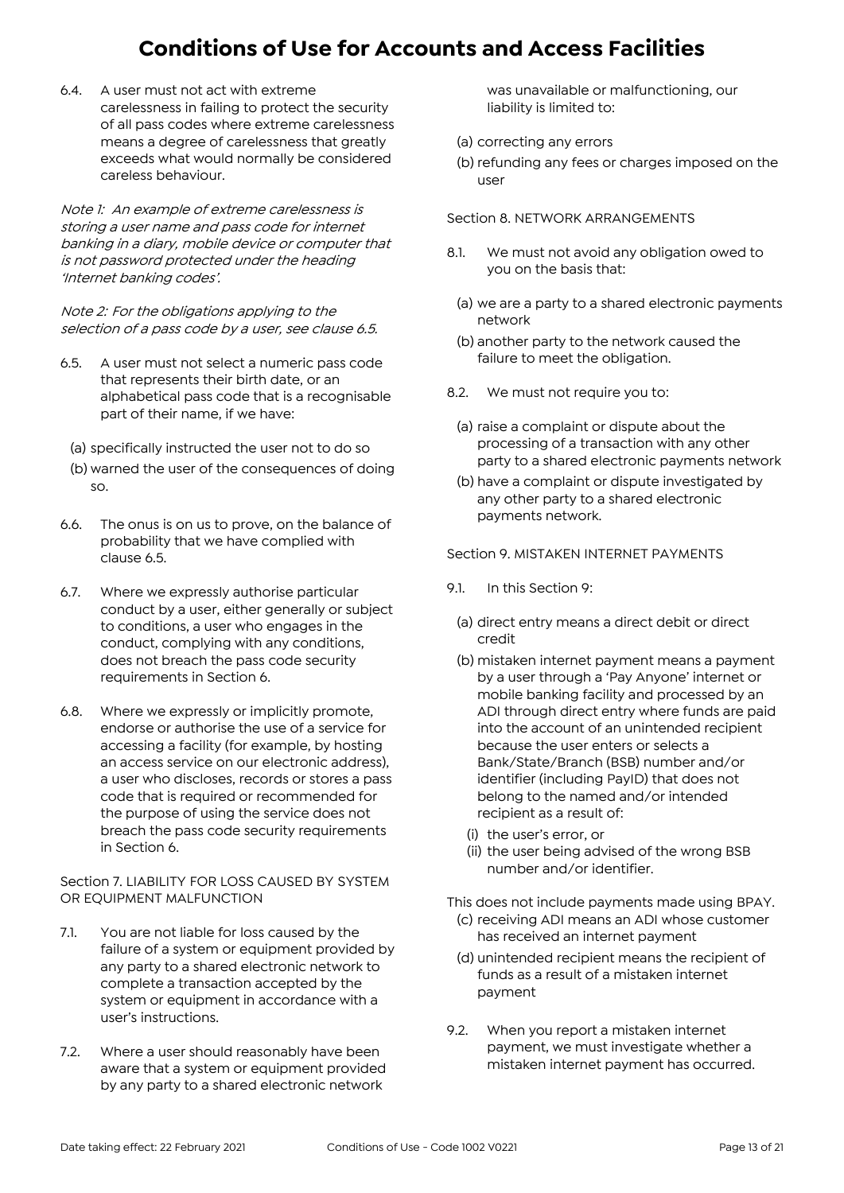# Conditions of Use for Accounts and Access Facilities

6.4. A user must not act with extreme carelessness in failing to protect the security of all pass codes where extreme carelessness means a degree of carelessness that greatly exceeds what would normally be considered careless behaviour.

*Note 1: An example of extreme carelessness is storing a user name and pass code for internet banking in a diary, mobile device or computer that is not password protected under the heading 'Internet banking codes'.*

*Note 2: For the obligations applying to the selection of a pass code by a user, see clause 6.5.*

6.5. A user must not select a numeric pass code that represents their birth date, or an alphabetical pass code that is a recognisable part of their name, if we have:

(a) specifically instructed the user not to do so
(b) warned the user of the consequences of doing so.

6.6. The onus is on us to prove, on the balance of probability that we have complied with clause 6.5.

6.7. Where we expressly authorise particular conduct by a user, either generally or subject to conditions, a user who engages in the conduct, complying with any conditions, does not breach the pass code security requirements in Section 6.

6.8. Where we expressly or implicitly promote, endorse or authorise the use of a service for accessing a facility (for example, by hosting an access service on our electronic address), a user who discloses, records or stores a pass code that is required or recommended for the purpose of using the service does not breach the pass code security requirements in Section 6.

Section 7. LIABILITY FOR LOSS CAUSED BY SYSTEM OR EQUIPMENT MALFUNCTION

7.1. You are not liable for loss caused by the failure of a system or equipment provided by any party to a shared electronic network to complete a transaction accepted by the system or equipment in accordance with a user's instructions.

7.2. Where a user should reasonably have been aware that a system or equipment provided by any party to a shared electronic network was unavailable or malfunctioning, our liability is limited to:

(a) correcting any errors
(b) refunding any fees or charges imposed on the user

Section 8. NETWORK ARRANGEMENTS

8.1. We must not avoid any obligation owed to you on the basis that:

(a) we are a party to a shared electronic payments network
(b) another party to the network caused the failure to meet the obligation.

8.2. We must not require you to:

(a) raise a complaint or dispute about the processing of a transaction with any other party to a shared electronic payments network
(b) have a complaint or dispute investigated by any other party to a shared electronic payments network.

Section 9. MISTAKEN INTERNET PAYMENTS

9.1. In this Section 9:

(a) direct entry means a direct debit or direct credit
(b) mistaken internet payment means a payment by a user through a 'Pay Anyone' internet or mobile banking facility and processed by an ADI through direct entry where funds are paid into the account of an unintended recipient because the user enters or selects a Bank/State/Branch (BSB) number and/or identifier (including PayID) that does not belong to the named and/or intended recipient as a result of:
   (i) the user's error, or
   (ii) the user being advised of the wrong BSB number and/or identifier.

This does not include payments made using BPAY.

(c) receiving ADI means an ADI whose customer has received an internet payment
(d) unintended recipient means the recipient of funds as a result of a mistaken internet payment

9.2. When you report a mistaken internet payment, we must investigate whether a mistaken internet payment has occurred.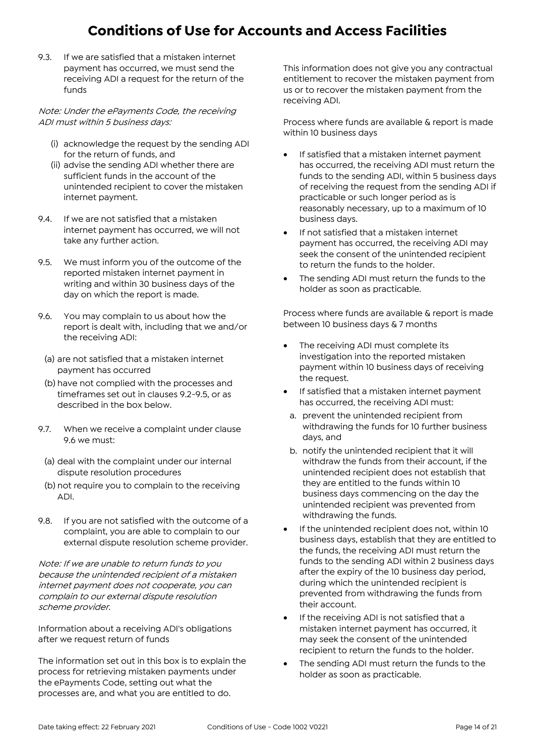# Conditions of Use for Accounts and Access Facilities

9.3. If we are satisfied that a mistaken internet payment has occurred, we must send the receiving ADI a request for the return of the funds

*Note: Under the ePayments Code, the receiving ADI must within 5 business days:*

(i) acknowledge the request by the sending ADI for the return of funds, and
(ii) advise the sending ADI whether there are sufficient funds in the account of the unintended recipient to cover the mistaken internet payment.

9.4. If we are not satisfied that a mistaken internet payment has occurred, we will not take any further action.

9.5. We must inform you of the outcome of the reported mistaken internet payment in writing and within 30 business days of the day on which the report is made.

9.6. You may complain to us about how the report is dealt with, including that we and/or the receiving ADI:

(a) are not satisfied that a mistaken internet payment has occurred
(b) have not complied with the processes and timeframes set out in clauses 9.2-9.5, or as described in the box below.

9.7. When we receive a complaint under clause 9.6 we must:

(a) deal with the complaint under our internal dispute resolution procedures
(b) not require you to complain to the receiving ADI.

9.8. If you are not satisfied with the outcome of a complaint, you are able to complain to our external dispute resolution scheme provider.

*Note: If we are unable to return funds to you because the unintended recipient of a mistaken internet payment does not cooperate, you can complain to our external dispute resolution scheme provider.*

Information about a receiving ADI's obligations after we request return of funds

The information set out in this box is to explain the process for retrieving mistaken payments under the ePayments Code, setting out what the processes are, and what you are entitled to do.

This information does not give you any contractual entitlement to recover the mistaken payment from us or to recover the mistaken payment from the receiving ADI.

Process where funds are available & report is made within 10 business days

- If satisfied that a mistaken internet payment has occurred, the receiving ADI must return the funds to the sending ADI, within 5 business days of receiving the request from the sending ADI if practicable or such longer period as is reasonably necessary, up to a maximum of 10 business days.
- If not satisfied that a mistaken internet payment has occurred, the receiving ADI may seek the consent of the unintended recipient to return the funds to the holder.
- The sending ADI must return the funds to the holder as soon as practicable.

Process where funds are available & report is made between 10 business days & 7 months

- The receiving ADI must complete its investigation into the reported mistaken payment within 10 business days of receiving the request.
- If satisfied that a mistaken internet payment has occurred, the receiving ADI must:
  a. prevent the unintended recipient from withdrawing the funds for 10 further business days, and
  b. notify the unintended recipient that it will withdraw the funds from their account, if the unintended recipient does not establish that they are entitled to the funds within 10 business days commencing on the day the unintended recipient was prevented from withdrawing the funds.
- If the unintended recipient does not, within 10 business days, establish that they are entitled to the funds, the receiving ADI must return the funds to the sending ADI within 2 business days after the expiry of the 10 business day period, during which the unintended recipient is prevented from withdrawing the funds from their account.
- If the receiving ADI is not satisfied that a mistaken internet payment has occurred, it may seek the consent of the unintended recipient to return the funds to the holder.
- The sending ADI must return the funds to the holder as soon as practicable.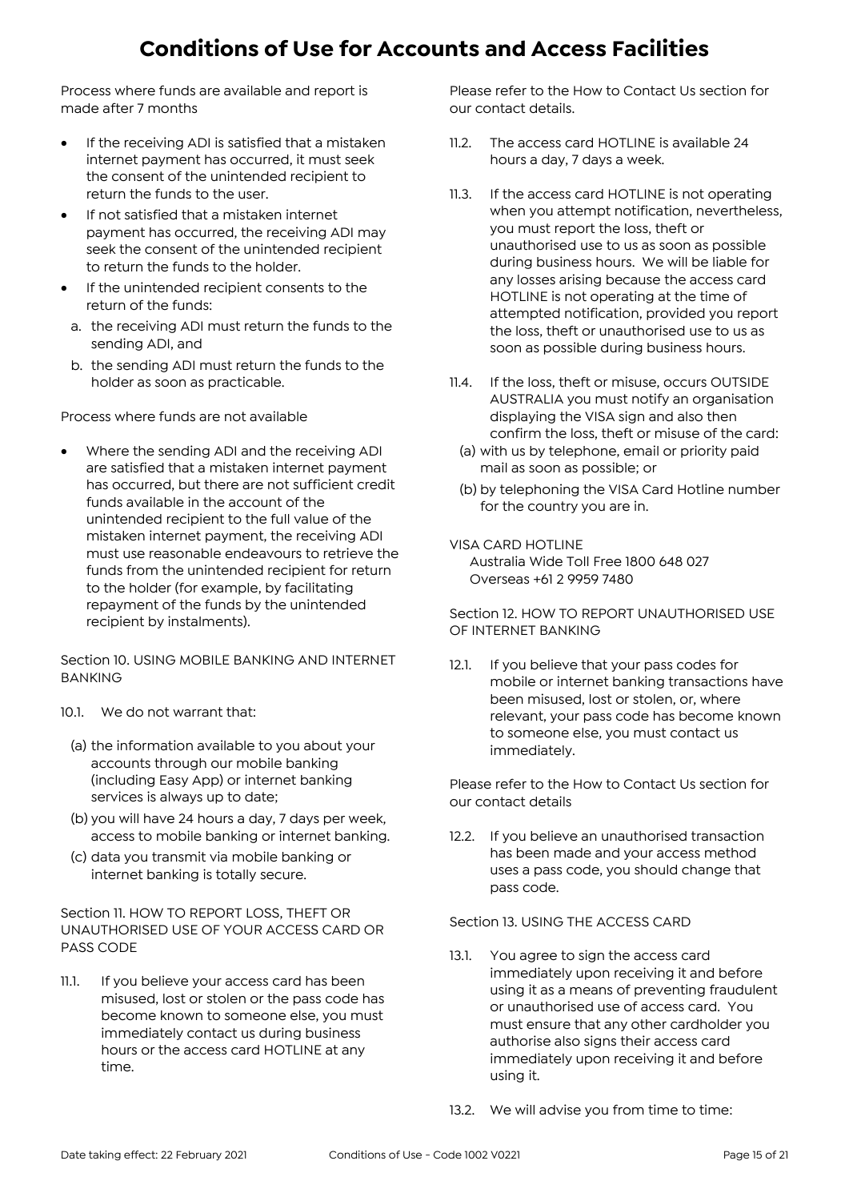# Conditions of Use for Accounts and Access Facilities

Process where funds are available and report is made after 7 months

- If the receiving ADI is satisfied that a mistaken internet payment has occurred, it must seek the consent of the unintended recipient to return the funds to the user.
- If not satisfied that a mistaken internet payment has occurred, the receiving ADI may seek the consent of the unintended recipient to return the funds to the holder.
- If the unintended recipient consents to the return of the funds:
  a. the receiving ADI must return the funds to the sending ADI, and
  b. the sending ADI must return the funds to the holder as soon as practicable.

Process where funds are not available

- Where the sending ADI and the receiving ADI are satisfied that a mistaken internet payment has occurred, but there are not sufficient credit funds available in the account of the unintended recipient to the full value of the mistaken internet payment, the receiving ADI must use reasonable endeavours to retrieve the funds from the unintended recipient for return to the holder (for example, by facilitating repayment of the funds by the unintended recipient by instalments).

Section 10. USING MOBILE BANKING AND INTERNET BANKING

10.1. We do not warrant that:

(a) the information available to you about your accounts through our mobile banking (including Easy App) or internet banking services is always up to date;

(b) you will have 24 hours a day, 7 days per week, access to mobile banking or internet banking.

(c) data you transmit via mobile banking or internet banking is totally secure.

Section 11. HOW TO REPORT LOSS, THEFT OR UNAUTHORISED USE OF YOUR ACCESS CARD OR PASS CODE

11.1. If you believe your access card has been misused, lost or stolen or the pass code has become known to someone else, you must immediately contact us during business hours or the access card HOTLINE at any time.

Please refer to the How to Contact Us section for our contact details.

11.2. The access card HOTLINE is available 24 hours a day, 7 days a week.

11.3. If the access card HOTLINE is not operating when you attempt notification, nevertheless, you must report the loss, theft or unauthorised use to us as soon as possible during business hours. We will be liable for any losses arising because the access card HOTLINE is not operating at the time of attempted notification, provided you report the loss, theft or unauthorised use to us as soon as possible during business hours.

11.4. If the loss, theft or misuse, occurs OUTSIDE AUSTRALIA you must notify an organisation displaying the VISA sign and also then confirm the loss, theft or misuse of the card:

(a) with us by telephone, email or priority paid mail as soon as possible; or

(b) by telephoning the VISA Card Hotline number for the country you are in.

VISA CARD HOTLINE
Australia Wide Toll Free 1800 648 027
Overseas +61 2 9959 7480

Section 12. HOW TO REPORT UNAUTHORISED USE OF INTERNET BANKING

12.1. If you believe that your pass codes for mobile or internet banking transactions have been misused, lost or stolen, or, where relevant, your pass code has become known to someone else, you must contact us immediately.

Please refer to the How to Contact Us section for our contact details

12.2. If you believe an unauthorised transaction has been made and your access method uses a pass code, you should change that pass code.

Section 13. USING THE ACCESS CARD

13.1. You agree to sign the access card immediately upon receiving it and before using it as a means of preventing fraudulent or unauthorised use of access card. You must ensure that any other cardholder you authorise also signs their access card immediately upon receiving it and before using it.

13.2. We will advise you from time to time: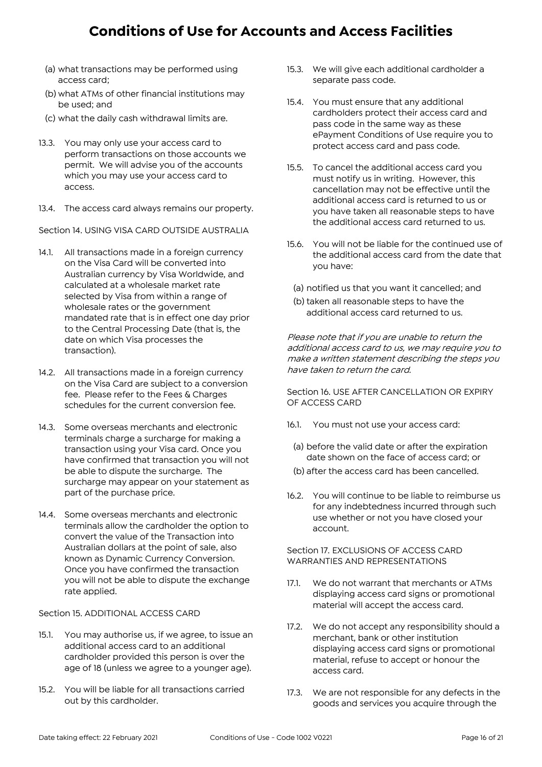(a) what transactions may be performed using access card;

(b) what ATMs of other financial institutions may be used; and

(c) what the daily cash withdrawal limits are.

13.3. You may only use your access card to perform transactions on those accounts we permit. We will advise you of the accounts which you may use your access card to access.

13.4. The access card always remains our property.

Section 14. USING VISA CARD OUTSIDE AUSTRALIA

14.1. All transactions made in a foreign currency on the Visa Card will be converted into Australian currency by Visa Worldwide, and calculated at a wholesale market rate selected by Visa from within a range of wholesale rates or the government mandated rate that is in effect one day prior to the Central Processing Date (that is, the date on which Visa processes the transaction).

14.2. All transactions made in a foreign currency on the Visa Card are subject to a conversion fee. Please refer to the Fees & Charges schedules for the current conversion fee.

14.3. Some overseas merchants and electronic terminals charge a surcharge for making a transaction using your Visa card. Once you have confirmed that transaction you will not be able to dispute the surcharge. The surcharge may appear on your statement as part of the purchase price.

14.4. Some overseas merchants and electronic terminals allow the cardholder the option to convert the value of the Transaction into Australian dollars at the point of sale, also known as Dynamic Currency Conversion. Once you have confirmed the transaction you will not be able to dispute the exchange rate applied.

Section 15. ADDITIONAL ACCESS CARD

15.1. You may authorise us, if we agree, to issue an additional access card to an additional cardholder provided this person is over the age of 18 (unless we agree to a younger age).

15.2. You will be liable for all transactions carried out by this cardholder.

15.3. We will give each additional cardholder a separate pass code.

15.4. You must ensure that any additional cardholders protect their access card and pass code in the same way as these ePayment Conditions of Use require you to protect access card and pass code.

15.5. To cancel the additional access card you must notify us in writing. However, this cancellation may not be effective until the additional access card is returned to us or you have taken all reasonable steps to have the additional access card returned to us.

15.6. You will not be liable for the continued use of the additional access card from the date that you have:

(a) notified us that you want it cancelled; and

(b) taken all reasonable steps to have the additional access card returned to us.

*Please note that if you are unable to return the additional access card to us, we may require you to make a written statement describing the steps you have taken to return the card.*

Section 16. USE AFTER CANCELLATION OR EXPIRY OF ACCESS CARD

16.1. You must not use your access card:

(a) before the valid date or after the expiration date shown on the face of access card; or

(b) after the access card has been cancelled.

16.2. You will continue to be liable to reimburse us for any indebtedness incurred through such use whether or not you have closed your account.

Section 17. EXCLUSIONS OF ACCESS CARD WARRANTIES AND REPRESENTATIONS

17.1. We do not warrant that merchants or ATMs displaying access card signs or promotional material will accept the access card.

17.2. We do not accept any responsibility should a merchant, bank or other institution displaying access card signs or promotional material, refuse to accept or honour the access card.

17.3. We are not responsible for any defects in the goods and services you acquire through the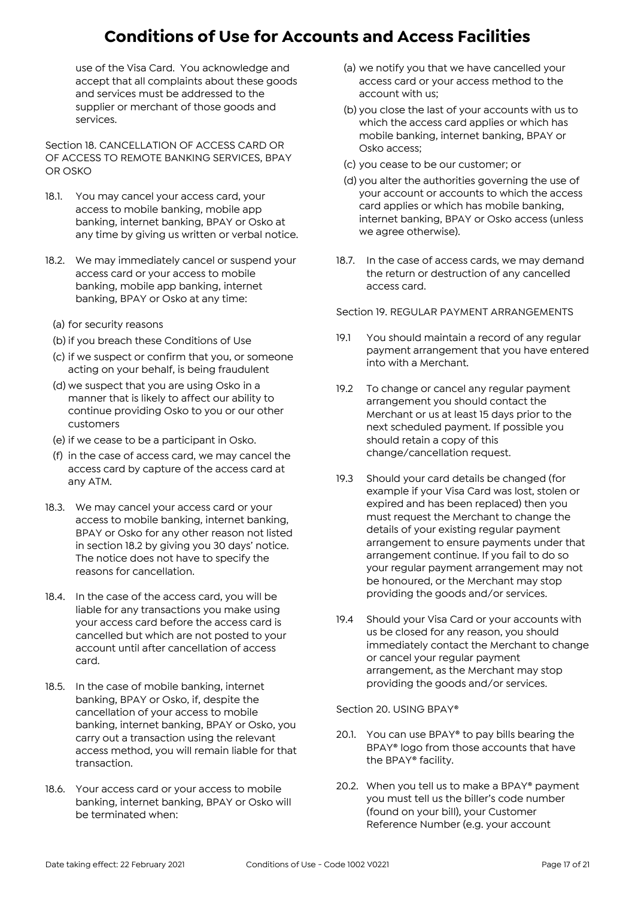use of the Visa Card. You acknowledge and accept that all complaints about these goods and services must be addressed to the supplier or merchant of those goods and services.

Section 18. CANCELLATION OF ACCESS CARD OR OF ACCESS TO REMOTE BANKING SERVICES, BPAY OR OSKO

18.1. You may cancel your access card, your access to mobile banking, mobile app banking, internet banking, BPAY or Osko at any time by giving us written or verbal notice.

18.2. We may immediately cancel or suspend your access card or your access to mobile banking, mobile app banking, internet banking, BPAY or Osko at any time:

(a) for security reasons

(b) if you breach these Conditions of Use

(c) if we suspect or confirm that you, or someone acting on your behalf, is being fraudulent

(d) we suspect that you are using Osko in a manner that is likely to affect our ability to continue providing Osko to you or our other customers

(e) if we cease to be a participant in Osko.

(f) in the case of access card, we may cancel the access card by capture of the access card at any ATM.

18.3. We may cancel your access card or your access to mobile banking, internet banking, BPAY or Osko for any other reason not listed in section 18.2 by giving you 30 days' notice. The notice does not have to specify the reasons for cancellation.

18.4. In the case of the access card, you will be liable for any transactions you make using your access card before the access card is cancelled but which are not posted to your account until after cancellation of access card.

18.5. In the case of mobile banking, internet banking, BPAY or Osko, if, despite the cancellation of your access to mobile banking, internet banking, BPAY or Osko, you carry out a transaction using the relevant access method, you will remain liable for that transaction.

18.6. Your access card or your access to mobile banking, internet banking, BPAY or Osko will be terminated when:

(a) we notify you that we have cancelled your access card or your access method to the account with us;

(b) you close the last of your accounts with us to which the access card applies or which has mobile banking, internet banking, BPAY or Osko access;

(c) you cease to be our customer; or

(d) you alter the authorities governing the use of your account or accounts to which the access card applies or which has mobile banking, internet banking, BPAY or Osko access (unless we agree otherwise).

18.7. In the case of access cards, we may demand the return or destruction of any cancelled access card.

Section 19. REGULAR PAYMENT ARRANGEMENTS

19.1 You should maintain a record of any regular payment arrangement that you have entered into with a Merchant.

19.2 To change or cancel any regular payment arrangement you should contact the Merchant or us at least 15 days prior to the next scheduled payment. If possible you should retain a copy of this change/cancellation request.

19.3 Should your card details be changed (for example if your Visa Card was lost, stolen or expired and has been replaced) then you must request the Merchant to change the details of your existing regular payment arrangement to ensure payments under that arrangement continue. If you fail to do so your regular payment arrangement may not be honoured, or the Merchant may stop providing the goods and/or services.

19.4 Should your Visa Card or your accounts with us be closed for any reason, you should immediately contact the Merchant to change or cancel your regular payment arrangement, as the Merchant may stop providing the goods and/or services.

Section 20. USING BPAY®

20.1. You can use BPAY® to pay bills bearing the BPAY® logo from those accounts that have the BPAY® facility.

20.2. When you tell us to make a BPAY® payment you must tell us the biller's code number (found on your bill), your Customer Reference Number (e.g. your account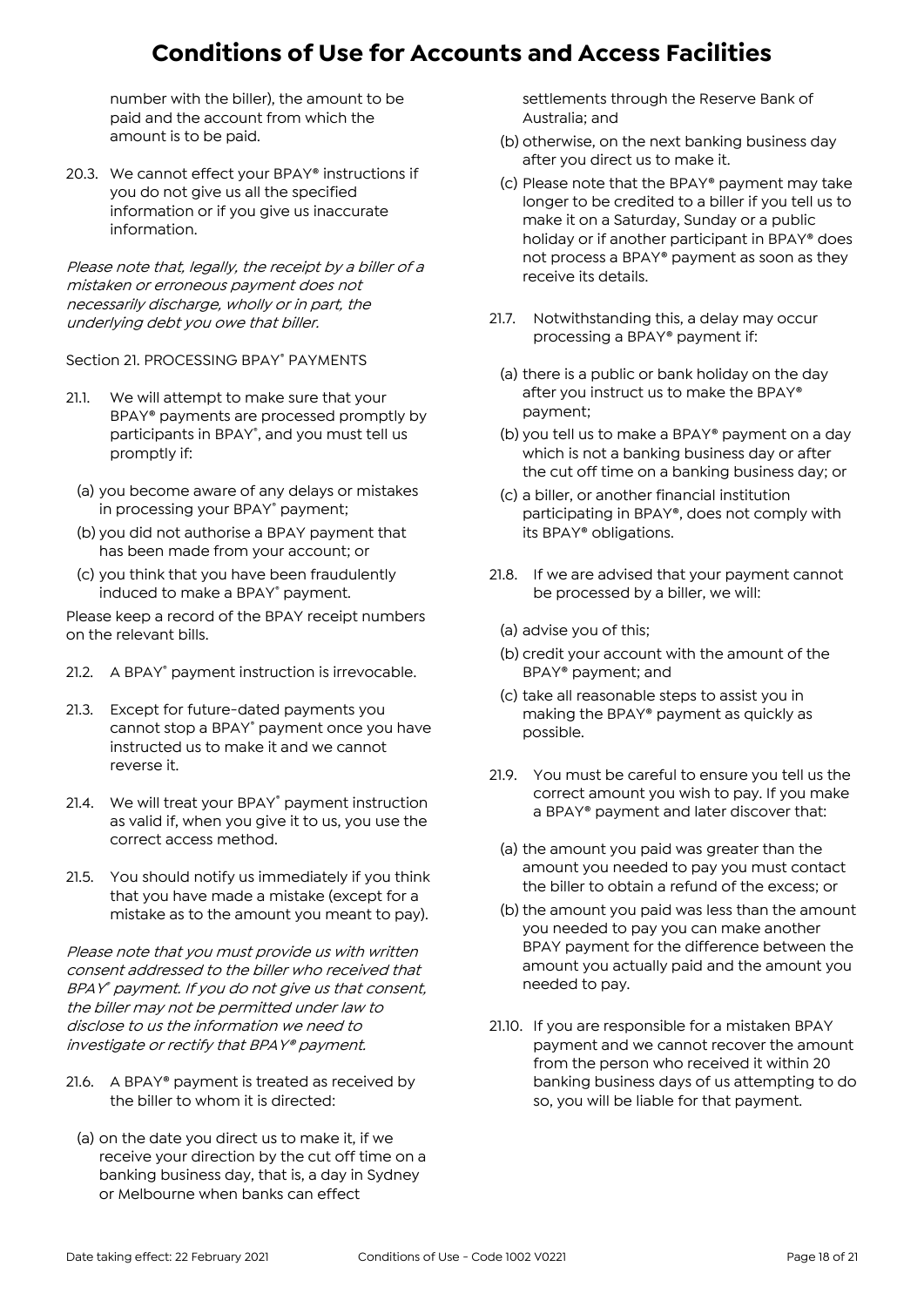number with the biller), the amount to be paid and the account from which the amount is to be paid.

20.3. We cannot effect your BPAY® instructions if you do not give us all the specified information or if you give us inaccurate information.

*Please note that, legally, the receipt by a biller of a mistaken or erroneous payment does not necessarily discharge, wholly or in part, the underlying debt you owe that biller.*

Section 21. PROCESSING BPAY® PAYMENTS

21.1. We will attempt to make sure that your BPAY® payments are processed promptly by participants in BPAY®, and you must tell us promptly if:

(a) you become aware of any delays or mistakes in processing your BPAY® payment;

(b) you did not authorise a BPAY payment that has been made from your account; or

(c) you think that you have been fraudulently induced to make a BPAY® payment.

Please keep a record of the BPAY receipt numbers on the relevant bills.

21.2. A BPAY® payment instruction is irrevocable.

21.3. Except for future-dated payments you cannot stop a BPAY® payment once you have instructed us to make it and we cannot reverse it.

21.4. We will treat your BPAY® payment instruction as valid if, when you give it to us, you use the correct access method.

21.5. You should notify us immediately if you think that you have made a mistake (except for a mistake as to the amount you meant to pay).

*Please note that you must provide us with written consent addressed to the biller who received that BPAY® payment. If you do not give us that consent, the biller may not be permitted under law to disclose to us the information we need to investigate or rectify that BPAY® payment.*

21.6. A BPAY® payment is treated as received by the biller to whom it is directed:

(a) on the date you direct us to make it, if we receive your direction by the cut off time on a banking business day, that is, a day in Sydney or Melbourne when banks can effect settlements through the Reserve Bank of Australia; and

(b) otherwise, on the next banking business day after you direct us to make it.

(c) Please note that the BPAY® payment may take longer to be credited to a biller if you tell us to make it on a Saturday, Sunday or a public holiday or if another participant in BPAY® does not process a BPAY® payment as soon as they receive its details.

21.7. Notwithstanding this, a delay may occur processing a BPAY® payment if:

(a) there is a public or bank holiday on the day after you instruct us to make the BPAY® payment;

(b) you tell us to make a BPAY® payment on a day which is not a banking business day or after the cut off time on a banking business day; or

(c) a biller, or another financial institution participating in BPAY®, does not comply with its BPAY® obligations.

21.8. If we are advised that your payment cannot be processed by a biller, we will:

(a) advise you of this;

(b) credit your account with the amount of the BPAY® payment; and

(c) take all reasonable steps to assist you in making the BPAY® payment as quickly as possible.

21.9. You must be careful to ensure you tell us the correct amount you wish to pay. If you make a BPAY® payment and later discover that:

(a) the amount you paid was greater than the amount you needed to pay you must contact the biller to obtain a refund of the excess; or

(b) the amount you paid was less than the amount you needed to pay you can make another BPAY payment for the difference between the amount you actually paid and the amount you needed to pay.

21.10. If you are responsible for a mistaken BPAY payment and we cannot recover the amount from the person who received it within 20 banking business days of us attempting to do so, you will be liable for that payment.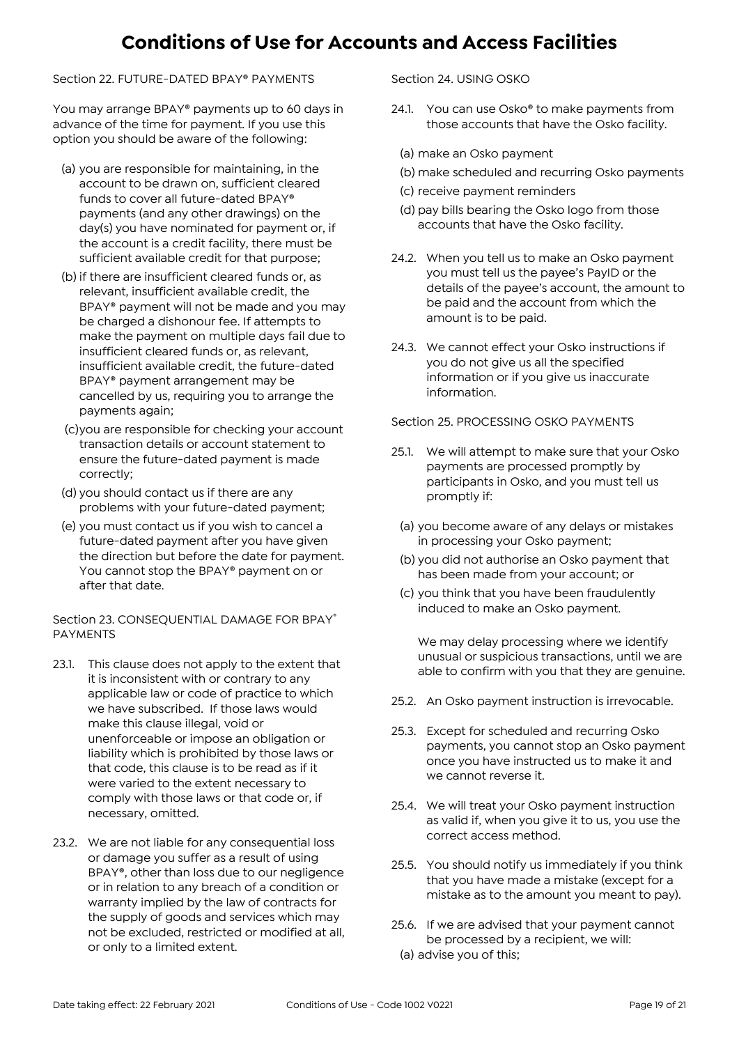# Conditions of Use for Accounts and Access Facilities

Section 22. FUTURE-DATED BPAY® PAYMENTS

You may arrange BPAY® payments up to 60 days in advance of the time for payment. If you use this option you should be aware of the following:

(a) you are responsible for maintaining, in the account to be drawn on, sufficient cleared funds to cover all future-dated BPAY® payments (and any other drawings) on the day(s) you have nominated for payment or, if the account is a credit facility, there must be sufficient available credit for that purpose;

(b) if there are insufficient cleared funds or, as relevant, insufficient available credit, the BPAY® payment will not be made and you may be charged a dishonour fee. If attempts to make the payment on multiple days fail due to insufficient cleared funds or, as relevant, insufficient available credit, the future-dated BPAY® payment arrangement may be cancelled by us, requiring you to arrange the payments again;

(c) you are responsible for checking your account transaction details or account statement to ensure the future-dated payment is made correctly;

(d) you should contact us if there are any problems with your future-dated payment;

(e) you must contact us if you wish to cancel a future-dated payment after you have given the direction but before the date for payment. You cannot stop the BPAY® payment on or after that date.

Section 23. CONSEQUENTIAL DAMAGE FOR BPAY® PAYMENTS

23.1. This clause does not apply to the extent that it is inconsistent with or contrary to any applicable law or code of practice to which we have subscribed. If those laws would make this clause illegal, void or unenforceable or impose an obligation or liability which is prohibited by those laws or that code, this clause is to be read as if it were varied to the extent necessary to comply with those laws or that code or, if necessary, omitted.

23.2. We are not liable for any consequential loss or damage you suffer as a result of using BPAY®, other than loss due to our negligence or in relation to any breach of a condition or warranty implied by the law of contracts for the supply of goods and services which may not be excluded, restricted or modified at all, or only to a limited extent.

Section 24. USING OSKO

24.1. You can use Osko® to make payments from those accounts that have the Osko facility.

(a) make an Osko payment

(b) make scheduled and recurring Osko payments

(c) receive payment reminders

(d) pay bills bearing the Osko logo from those accounts that have the Osko facility.

24.2. When you tell us to make an Osko payment you must tell us the payee's PayID or the details of the payee's account, the amount to be paid and the account from which the amount is to be paid.

24.3. We cannot effect your Osko instructions if you do not give us all the specified information or if you give us inaccurate information.

Section 25. PROCESSING OSKO PAYMENTS

25.1. We will attempt to make sure that your Osko payments are processed promptly by participants in Osko, and you must tell us promptly if:

(a) you become aware of any delays or mistakes in processing your Osko payment;

(b) you did not authorise an Osko payment that has been made from your account; or

(c) you think that you have been fraudulently induced to make an Osko payment.

We may delay processing where we identify unusual or suspicious transactions, until we are able to confirm with you that they are genuine.

25.2. An Osko payment instruction is irrevocable.

25.3. Except for scheduled and recurring Osko payments, you cannot stop an Osko payment once you have instructed us to make it and we cannot reverse it.

25.4. We will treat your Osko payment instruction as valid if, when you give it to us, you use the correct access method.

25.5. You should notify us immediately if you think that you have made a mistake (except for a mistake as to the amount you meant to pay).

25.6. If we are advised that your payment cannot be processed by a recipient, we will:

(a) advise you of this;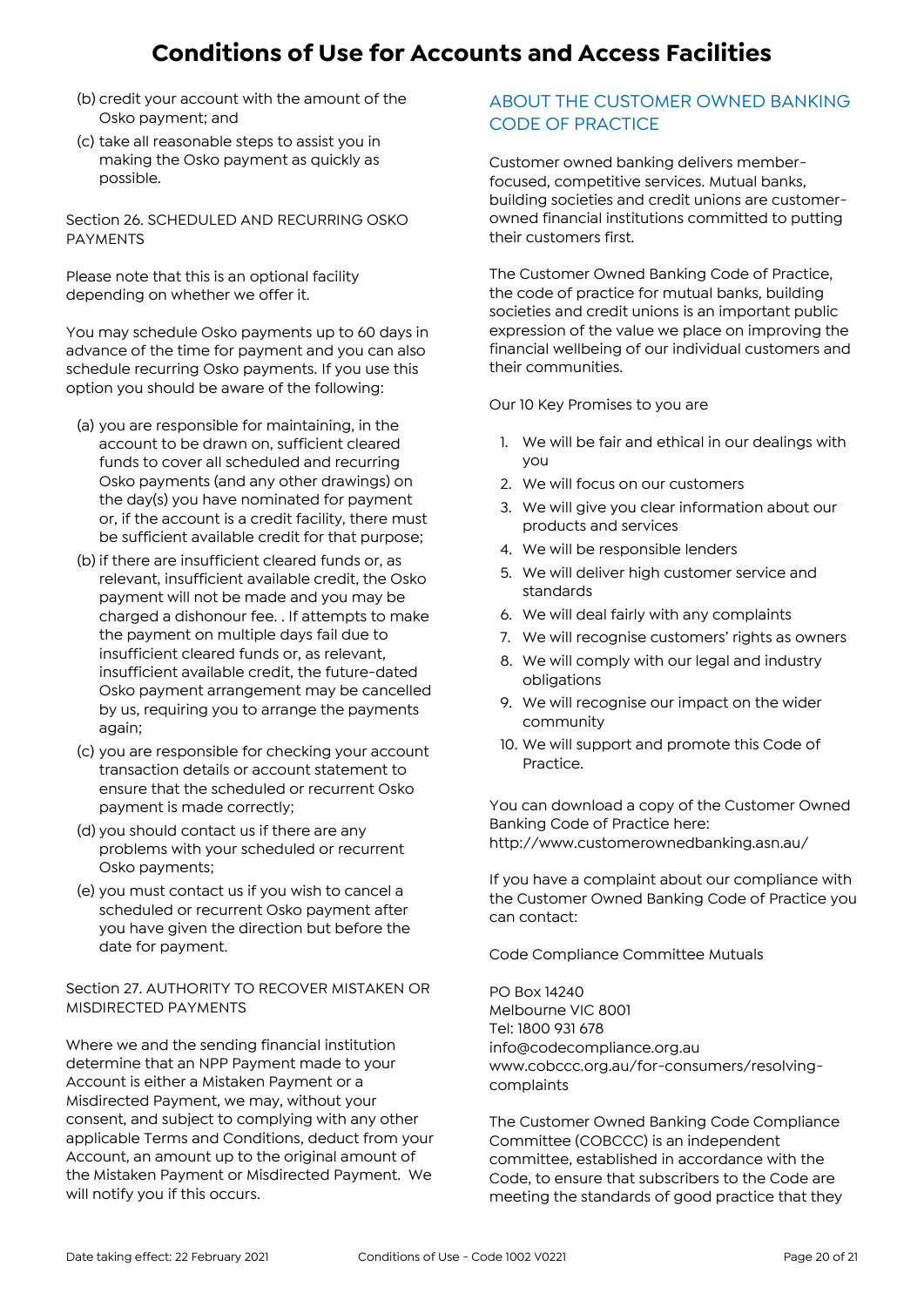(b) credit your account with the amount of the Osko payment; and

(c) take all reasonable steps to assist you in making the Osko payment as quickly as possible.

Section 26. SCHEDULED AND RECURRING OSKO PAYMENTS

Please note that this is an optional facility depending on whether we offer it.

You may schedule Osko payments up to 60 days in advance of the time for payment and you can also schedule recurring Osko payments. If you use this option you should be aware of the following:

(a) you are responsible for maintaining, in the account to be drawn on, sufficient cleared funds to cover all scheduled and recurring Osko payments (and any other drawings) on the day(s) you have nominated for payment or, if the account is a credit facility, there must be sufficient available credit for that purpose;

(b) if there are insufficient cleared funds or, as relevant, insufficient available credit, the Osko payment will not be made and you may be charged a dishonour fee. . If attempts to make the payment on multiple days fail due to insufficient cleared funds or, as relevant, insufficient available credit, the future-dated Osko payment arrangement may be cancelled by us, requiring you to arrange the payments again;

(c) you are responsible for checking your account transaction details or account statement to ensure that the scheduled or recurrent Osko payment is made correctly;

(d) you should contact us if there are any problems with your scheduled or recurrent Osko payments;

(e) you must contact us if you wish to cancel a scheduled or recurrent Osko payment after you have given the direction but before the date for payment.

Section 27. AUTHORITY TO RECOVER MISTAKEN OR MISDIRECTED PAYMENTS

Where we and the sending financial institution determine that an NPP Payment made to your Account is either a Mistaken Payment or a Misdirected Payment, we may, without your consent, and subject to complying with any other applicable Terms and Conditions, deduct from your Account, an amount up to the original amount of the Mistaken Payment or Misdirected Payment. We will notify you if this occurs.

## ABOUT THE CUSTOMER OWNED BANKING CODE OF PRACTICE

Customer owned banking delivers member-focused, competitive services. Mutual banks, building societies and credit unions are customer-owned financial institutions committed to putting their customers first.

The Customer Owned Banking Code of Practice, the code of practice for mutual banks, building societies and credit unions is an important public expression of the value we place on improving the financial wellbeing of our individual customers and their communities.

Our 10 Key Promises to you are

1. We will be fair and ethical in our dealings with you
2. We will focus on our customers
3. We will give you clear information about our products and services
4. We will be responsible lenders
5. We will deliver high customer service and standards
6. We will deal fairly with any complaints
7. We will recognise customers' rights as owners
8. We will comply with our legal and industry obligations
9. We will recognise our impact on the wider community
10. We will support and promote this Code of Practice.

You can download a copy of the Customer Owned Banking Code of Practice here: http://www.customerownedbanking.asn.au/

If you have a complaint about our compliance with the Customer Owned Banking Code of Practice you can contact:

Code Compliance Committee Mutuals

PO Box 14240
Melbourne VIC 8001
Tel: 1800 931 678
info@codecompliance.org.au
www.cobccc.org.au/for-consumers/resolving-complaints

The Customer Owned Banking Code Compliance Committee (COBCCC) is an independent committee, established in accordance with the Code, to ensure that subscribers to the Code are meeting the standards of good practice that they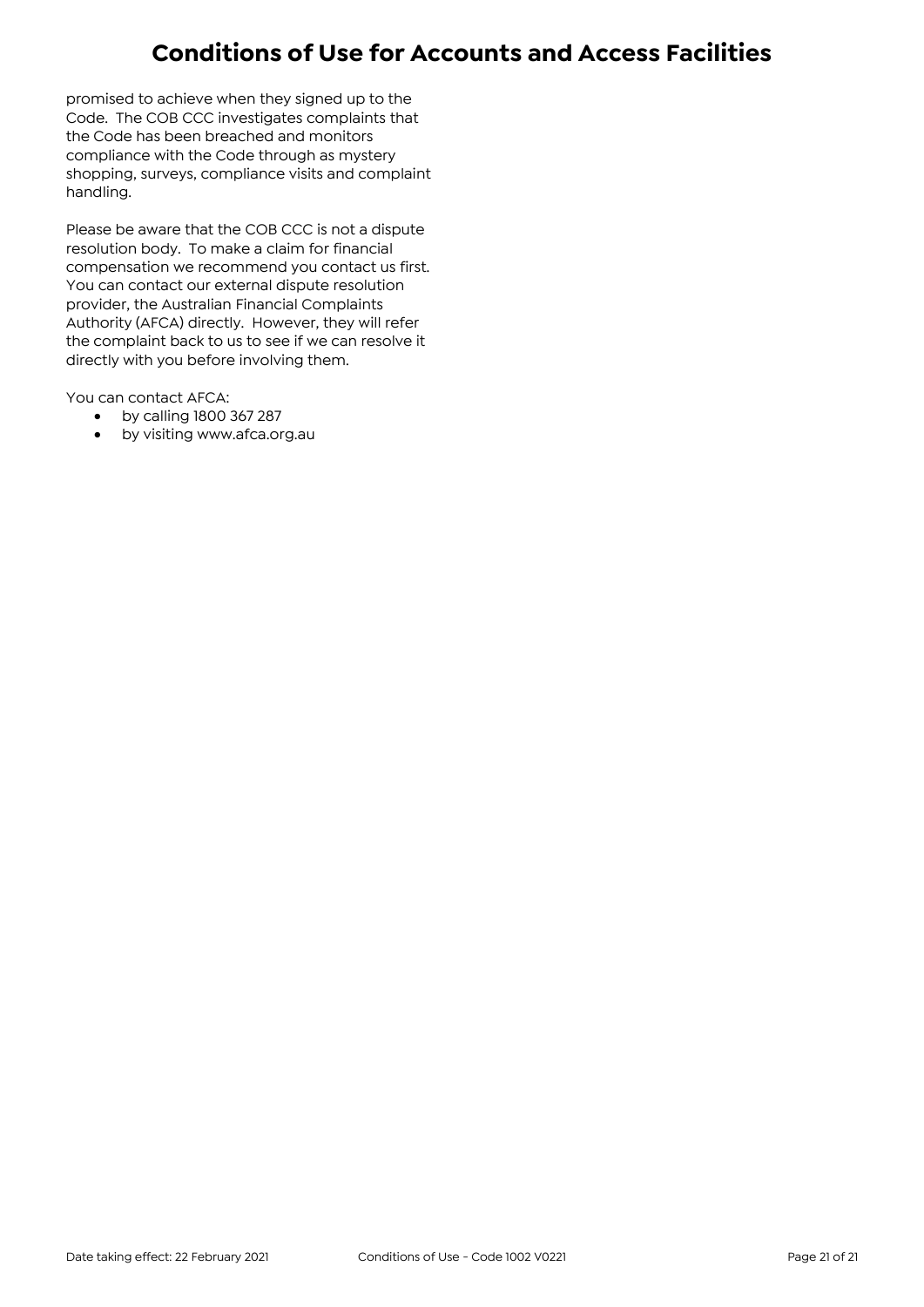promised to achieve when they signed up to the Code. The COB CCC investigates complaints that the Code has been breached and monitors compliance with the Code through as mystery shopping, surveys, compliance visits and complaint handling.

Please be aware that the COB CCC is not a dispute resolution body. To make a claim for financial compensation we recommend you contact us first. You can contact our external dispute resolution provider, the Australian Financial Complaints Authority (AFCA) directly. However, they will refer the complaint back to us to see if we can resolve it directly with you before involving them.

You can contact AFCA:

- by calling 1800 367 287
- by visiting www.afca.org.au